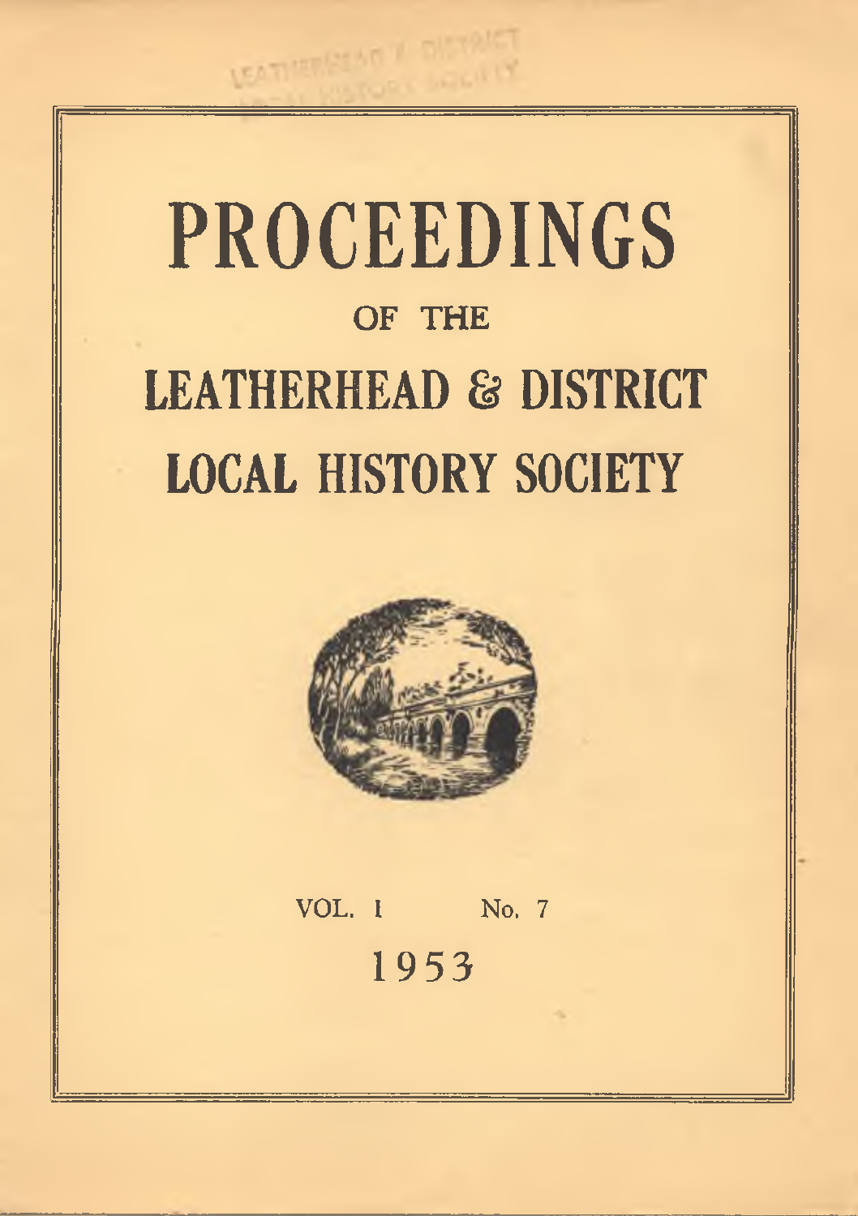# PROCEEDINGS

## OF THE

# LEATHERHEAD & DISTRICT LOCAL HISTORY SOCIETY

VOL. I No. 7

1953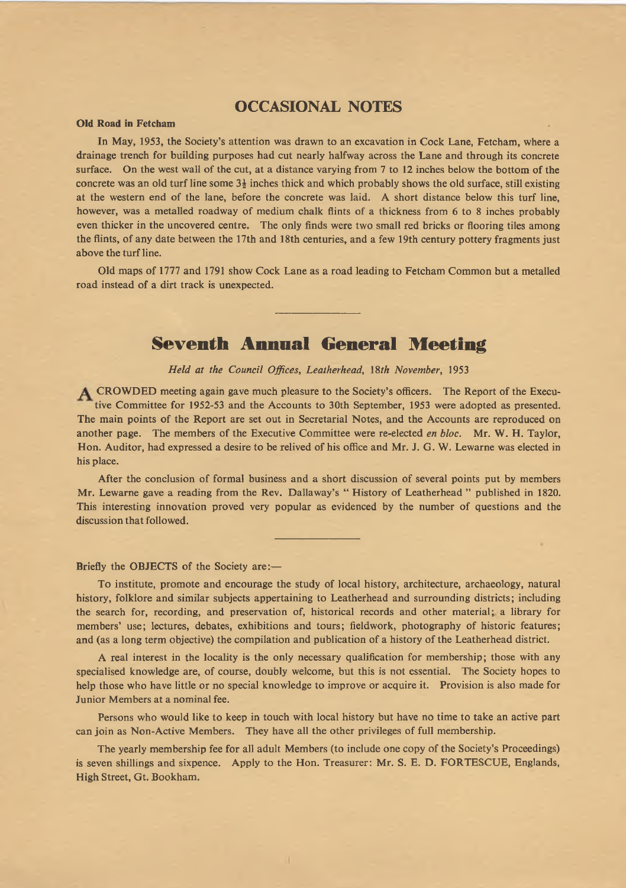# OCCASIONAL NOTES

**Old Road in Fetcham**

In May, 1953, the Society's attention was drawn to an excavation in Cock Lane, Fetcham, where a drainage trench for building purposes had cut nearly halfway across the Lane and through its concrete surface. On the west wall of the cut, at a distance varying from 7 to 12 inches below the bottom of the concrete was an old turf line some 3½ inches thick and which probably shows the old surface, still existing at the western end of the lane, before the concrete was laid. A short distance below this turf line, however, was a metalled roadway of medium chalk flints of a thickness from 6 to 8 inches probably even thicker in the uncovered centre. The only finds were two small red bricks or flooring tiles among the flints, of any date between the 17th and 18th centuries, and a few 19th century pottery fragments just above the turf line.

Old maps of 1777 and 1791 show Cock Lane as a road leading to Fetcham Common but a metalled road instead of a dirt track is unexpected.

---

# Seventh Annual General Meeting

*Held at the Council Offices, Leatherhead, 18th November, 1953*

A CROWDED meeting again gave much pleasure to the Society's officers. The Report of the Executive Committee for 1952-53 and the Accounts to 30th September, 1953 were adopted as presented. The main points of the Report are set out in Secretarial Notes, and the Accounts are reproduced on another page. The members of the Executive Committee were re-elected *en bloc*. Mr. W. H. Taylor, Hon. Auditor, had expressed a desire to be relived of his office and Mr. J. G. W. Lewarne was elected in his place.

After the conclusion of formal business and a short discussion of several points put by members Mr. Lewarne gave a reading from the Rev. Dallaway's " History of Leatherhead " published in 1820. This interesting innovation proved very popular as evidenced by the number of questions and the discussion that followed.

---

Briefly the OBJECTS of the Society are:—

To institute, promote and encourage the study of local history, architecture, archaeology, natural history, folklore and similar subjects appertaining to Leatherhead and surrounding districts; including the search for, recording, and preservation of, historical records and other material; a library for members' use; lectures, debates, exhibitions and tours; fieldwork, photography of historic features; and (as a long term objective) the compilation and publication of a history of the Leatherhead district.

A real interest in the locality is the only necessary qualification for membership; those with any specialised knowledge are, of course, doubly welcome, but this is not essential. The Society hopes to help those who have little or no special knowledge to improve or acquire it. Provision is also made for Junior Members at a nominal fee.

Persons who would like to keep in touch with local history but have no time to take an active part can join as Non-Active Members. They have all the other privileges of full membership.

The yearly membership fee for all adult Members (to include one copy of the Society's Proceedings) is seven shillings and sixpence. Apply to the Hon. Treasurer: Mr. S. E. D. FORTESCUE, Englands, High Street, Gt. Bookham.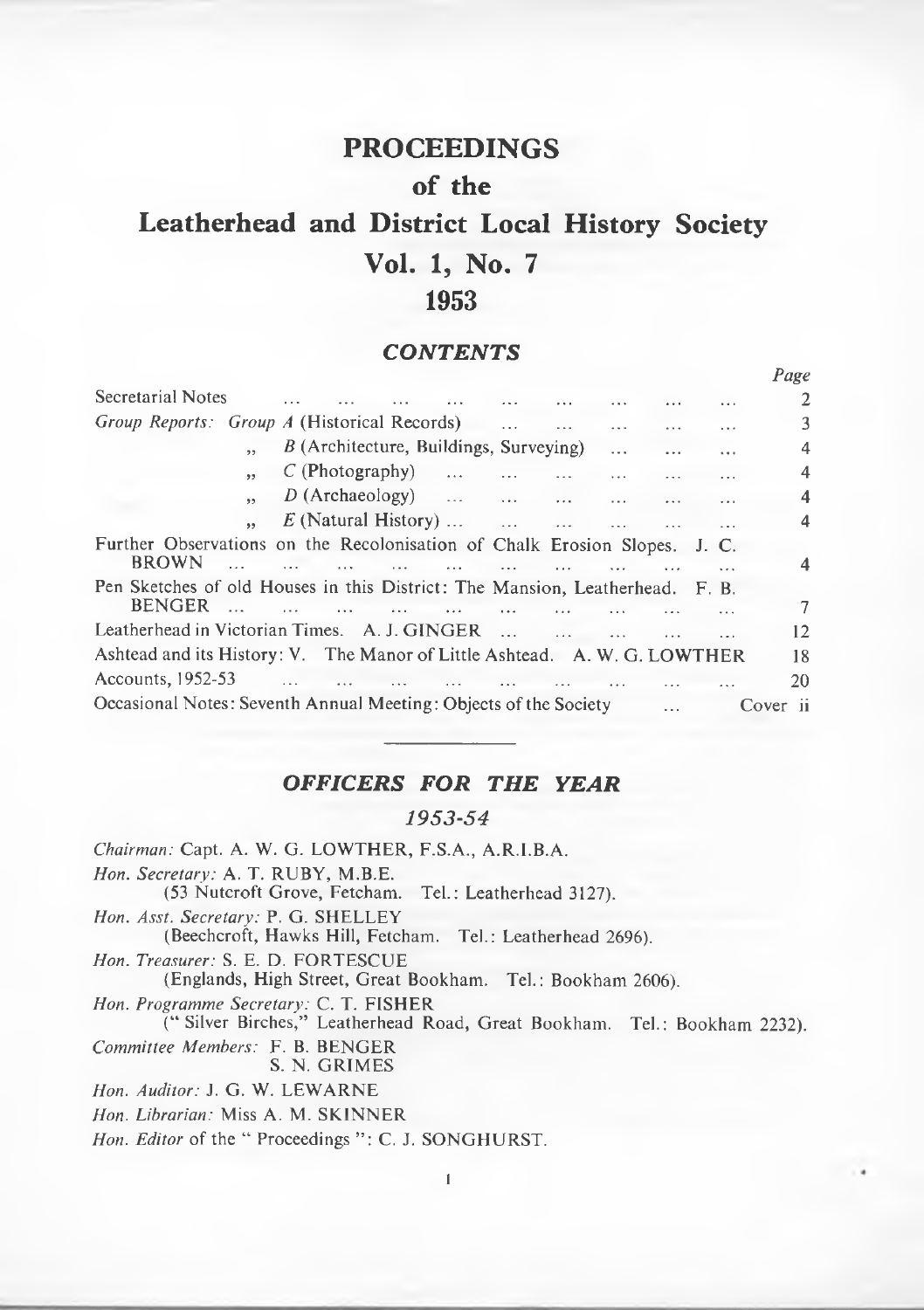# PROCEEDINGS

## of the

# Leatherhead and District Local History Society

## Vol. 1, No. 7

## 1953

### *CONTENTS*

| | Page |
|---|---|
| Secretarial Notes | 2 |
| *Group Reports: Group A* (Historical Records) | 3 |
| „ *B* (Architecture, Buildings, Surveying) | 4 |
| „ *C* (Photography) | 4 |
| „ *D* (Archaeology) | 4 |
| „ *E* (Natural History) | 4 |
| Further Observations on the Recolonisation of Chalk Erosion Slopes. J. C. BROWN | 4 |
| Pen Sketches of old Houses in this District: The Mansion, Leatherhead. F. B. BENGER | 7 |
| Leatherhead in Victorian Times. A. J. GINGER | 12 |
| Ashtead and its History: V. The Manor of Little Ashtead. A. W. G. LOWTHER | 18 |
| Accounts, 1952-53 | 20 |
| Occasional Notes: Seventh Annual Meeting: Objects of the Society | Cover ii |

---

### *OFFICERS FOR THE YEAR*

#### *1953-54*

*Chairman:* Capt. A. W. G. LOWTHER, F.S.A., A.R.I.B.A.

*Hon. Secretary:* A. T. RUBY, M.B.E.
(53 Nutcroft Grove, Fetcham. Tel.: Leatherhead 3127).

*Hon. Asst. Secretary:* P. G. SHELLEY
(Beechcroft, Hawks Hill, Fetcham. Tel.: Leatherhead 2696).

*Hon. Treasurer:* S. E. D. FORTESCUE
(Englands, High Street, Great Bookham. Tel.: Bookham 2606).

*Hon. Programme Secretary:* C. T. FISHER
(" Silver Birches," Leatherhead Road, Great Bookham. Tel.: Bookham 2232).

*Committee Members:* F. B. BENGER
S. N. GRIMES

*Hon. Auditor:* J. G. W. LEWARNE

*Hon. Librarian:* Miss A. M. SKINNER

*Hon. Editor* of the " Proceedings ": C. J. SONGHURST.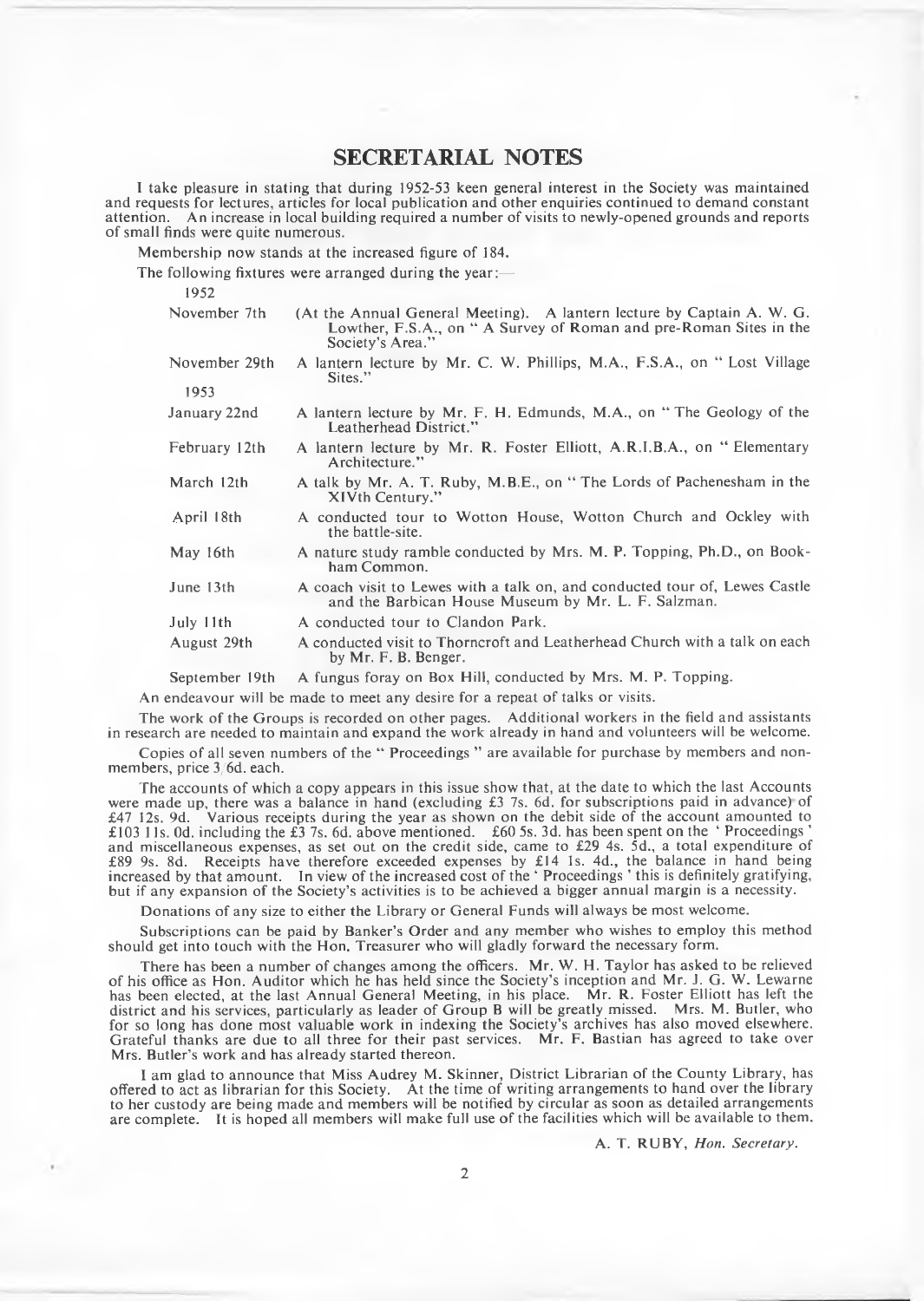## SECRETARIAL NOTES

I take pleasure in stating that during 1952-53 keen general interest in the Society was maintained and requests for lectures, articles for local publication and other enquiries continued to demand constant attention. An increase in local building required a number of visits to newly-opened grounds and reports of small finds were quite numerous.

Membership now stands at the increased figure of 184.

The following fixtures were arranged during the year:—

| | |
|---|---|
| 1952 | |
| November 7th | (At the Annual General Meeting). A lantern lecture by Captain A. W. G. Lowther, F.S.A., on " A Survey of Roman and pre-Roman Sites in the Society's Area." |
| November 29th | A lantern lecture by Mr. C. W. Phillips, M.A., F.S.A., on " Lost Village Sites." |
| 1953 | |
| January 22nd | A lantern lecture by Mr. F. H. Edmunds, M.A., on " The Geology of the Leatherhead District." |
| February 12th | A lantern lecture by Mr. R. Foster Elliott, A.R.I.B.A., on " Elementary Architecture." |
| March 12th | A talk by Mr. A. T. Ruby, M.B.E., on " The Lords of Pachenesham in the XIVth Century." |
| April 18th | A conducted tour to Wotton House, Wotton Church and Ockley with the battle-site. |
| May 16th | A nature study ramble conducted by Mrs. M. P. Topping, Ph.D., on Bookham Common. |
| June 13th | A coach visit to Lewes with a talk on, and conducted tour of, Lewes Castle and the Barbican House Museum by Mr. L. F. Salzman. |
| July 11th | A conducted tour to Clandon Park. |
| August 29th | A conducted visit to Thorncroft and Leatherhead Church with a talk on each by Mr. F. B. Benger. |
| September 19th | A fungus foray on Box Hill, conducted by Mrs. M. P. Topping. |

An endeavour will be made to meet any desire for a repeat of talks or visits.

The work of the Groups is recorded on other pages. Additional workers in the field and assistants in research are needed to maintain and expand the work already in hand and volunteers will be welcome.

Copies of all seven numbers of the " Proceedings " are available for purchase by members and non-members, price 3/6d. each.

The accounts of which a copy appears in this issue show that, at the date to which the last Accounts were made up, there was a balance in hand (excluding £3 7s. 6d. for subscriptions paid in advance) of £47 12s. 9d. Various receipts during the year as shown on the debit side of the account amounted to £103 11s. 0d. including the £3 7s. 6d. above mentioned. £60 5s. 3d. has been spent on the ' Proceedings ' and miscellaneous expenses, as set out on the credit side, came to £29 4s. 5d., a total expenditure of £89 9s. 8d. Receipts have therefore exceeded expenses by £14 1s. 4d., the balance in hand being increased by that amount. In view of the increased cost of the ' Proceedings ' this is definitely gratifying, but if any expansion of the Society's activities is to be achieved a bigger annual margin is a necessity.

Donations of any size to either the Library or General Funds will always be most welcome.

Subscriptions can be paid by Banker's Order and any member who wishes to employ this method should get into touch with the Hon. Treasurer who will gladly forward the necessary form.

There has been a number of changes among the officers. Mr. W. H. Taylor has asked to be relieved of his office as Hon. Auditor which he has held since the Society's inception and Mr. J. G. W. Lewarne has been elected, at the last Annual General Meeting, in his place. Mr. R. Foster Elliott has left the district and his services, particularly as leader of Group B will be greatly missed. Mrs. M. Butler, who for so long has done most valuable work in indexing the Society's archives has also moved elsewhere. Grateful thanks are due to all three for their past services. Mr. F. Bastian has agreed to take over Mrs. Butler's work and has already started thereon.

I am glad to announce that Miss Audrey M. Skinner, District Librarian of the County Library, has offered to act as librarian for this Society. At the time of writing arrangements to hand over the library to her custody are being made and members will be notified by circular as soon as detailed arrangements are complete. It is hoped all members will make full use of the facilities which will be available to them.

A. T. RUBY, *Hon. Secretary.*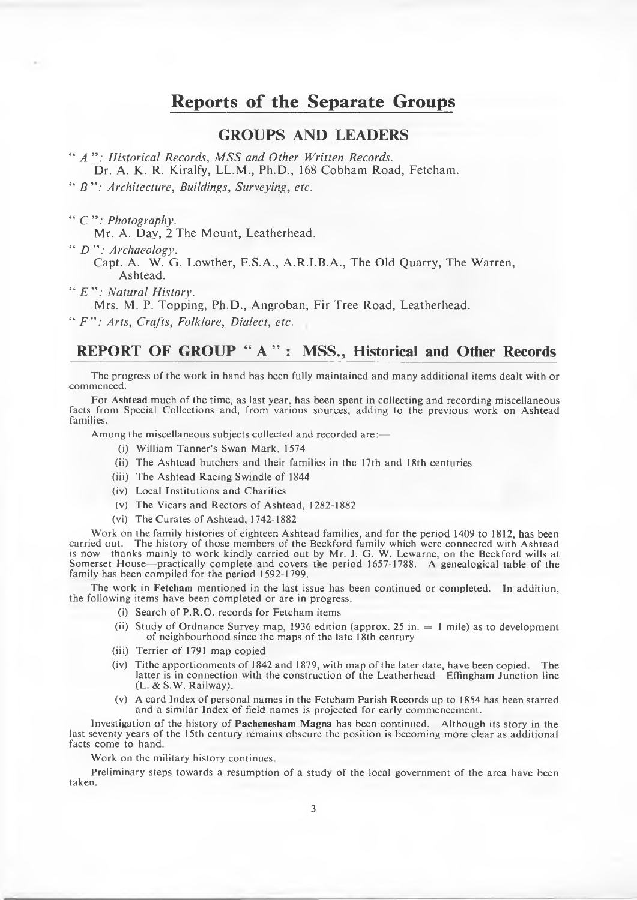# Reports of the Separate Groups

## GROUPS AND LEADERS

" *A* ": *Historical Records, MSS and Other Written Records.*
Dr. A. K. R. Kiralfy, LL.M., Ph.D., 168 Cobham Road, Fetcham.

" *B* ": *Architecture, Buildings, Surveying, etc.*

" *C* ": *Photography.*
Mr. A. Day, 2 The Mount, Leatherhead.

" *D* ": *Archaeology.*
Capt. A. W. G. Lowther, F.S.A., A.R.I.B.A., The Old Quarry, The Warren, Ashtead.

" *E* ": *Natural History.*
Mrs. M. P. Topping, Ph.D., Angroban, Fir Tree Road, Leatherhead.

" *F* ": *Arts, Crafts, Folklore, Dialect, etc.*

## REPORT OF GROUP " A " : MSS., Historical and Other Records

The progress of the work in hand has been fully maintained and many additional items dealt with or commenced.

For **Ashtead** much of the time, as last year, has been spent in collecting and recording miscellaneous facts from Special Collections and, from various sources, adding to the previous work on Ashtead families.

Among the miscellaneous subjects collected and recorded are:—

- (i) William Tanner's Swan Mark, 1574
- (ii) The Ashtead butchers and their families in the 17th and 18th centuries
- (iii) The Ashtead Racing Swindle of 1844
- (iv) Local Institutions and Charities
- (v) The Vicars and Rectors of Ashtead, 1282-1882
- (vi) The Curates of Ashtead, 1742-1882

Work on the family histories of eighteen Ashtead families, and for the period 1409 to 1812, has been carried out. The history of those members of the Beckford family which were connected with Ashtead is now—thanks mainly to work kindly carried out by Mr. J. G. W. Lewarne, on the Beckford wills at Somerset House—practically complete and covers the period 1657-1788. A genealogical table of the family has been compiled for the period 1592-1799.

The work in **Fetcham** mentioned in the last issue has been continued or completed. In addition, the following items have been completed or are in progress.

- (i) Search of P.R.O. records for Fetcham items
- (ii) Study of Ordnance Survey map, 1936 edition (approx. 25 in. = 1 mile) as to development of neighbourhood since the maps of the late 18th century
- (iii) Terrier of 1791 map copied
- (iv) Tithe apportionments of 1842 and 1879, with map of the later date, have been copied. The latter is in connection with the construction of the Leatherhead—Effingham Junction line (L. & S.W. Railway).
- (v) A card Index of personal names in the Fetcham Parish Records up to 1854 has been started and a similar Index of field names is projected for early commencement.

Investigation of the history of **Pachenesham Magna** has been continued. Although its story in the last seventy years of the 15th century remains obscure the position is becoming more clear as additional facts come to hand.

Work on the military history continues.

Preliminary steps towards a resumption of a study of the local government of the area have been taken.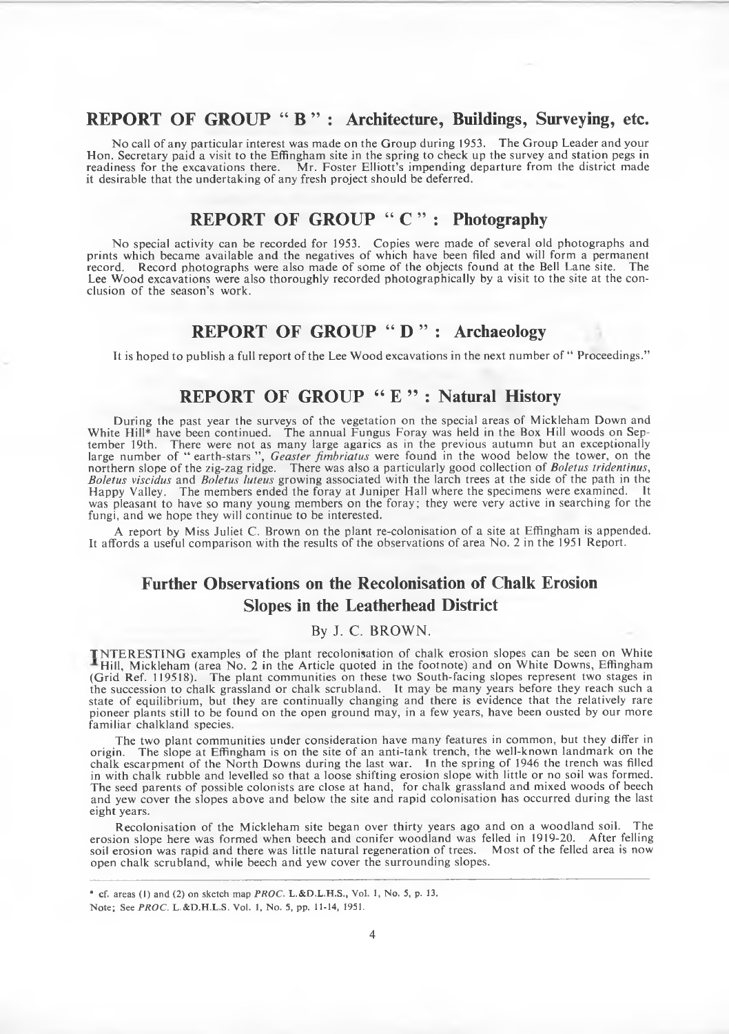## REPORT OF GROUP "B": Architecture, Buildings, Surveying, etc.

No call of any particular interest was made on the Group during 1953. The Group Leader and your Hon. Secretary paid a visit to the Effingham site in the spring to check up the survey and station pegs in readiness for the excavations there. Mr. Foster Elliott's impending departure from the district made it desirable that the undertaking of any fresh project should be deferred.

## REPORT OF GROUP "C": Photography

No special activity can be recorded for 1953. Copies were made of several old photographs and prints which became available and the negatives of which have been filed and will form a permanent record. Record photographs were also made of some of the objects found at the Bell Lane site. The Lee Wood excavations were also thoroughly recorded photographically by a visit to the site at the conclusion of the season's work.

## REPORT OF GROUP "D": Archaeology

It is hoped to publish a full report of the Lee Wood excavations in the next number of "Proceedings."

## REPORT OF GROUP "E": Natural History

During the past year the surveys of the vegetation on the special areas of Mickleham Down and White Hill* have been continued. The annual Fungus Foray was held in the Box Hill woods on September 19th. There were not as many large agarics as in the previous autumn but an exceptionally large number of "earth-stars", *Geaster fimbriatus* were found in the wood below the tower, on the northern slope of the zig-zag ridge. There was also a particularly good collection of *Boletus tridentinus*, *Boletus viscidus* and *Boletus luteus* growing associated with the larch trees at the side of the path in the Happy Valley. The members ended the foray at Juniper Hall where the specimens were examined. It was pleasant to have so many young members on the foray; they were very active in searching for the fungi, and we hope they will continue to be interested.

A report by Miss Juliet C. Brown on the plant re-colonisation of a site at Effingham is appended. It affords a useful comparison with the results of the observations of area No. 2 in the 1951 Report.

## Further Observations on the Recolonisation of Chalk Erosion Slopes in the Leatherhead District

By J. C. BROWN.

INTERESTING examples of the plant recolonisation of chalk erosion slopes can be seen on White Hill, Mickleham (area No. 2 in the Article quoted in the footnote) and on White Downs, Effingham (Grid Ref. 119518). The plant communities on these two South-facing slopes represent two stages in the succession to chalk grassland or chalk scrubland. It may be many years before they reach such a state of equilibrium, but they are continually changing and there is evidence that the relatively rare pioneer plants still to be found on the open ground may, in a few years, have been ousted by our more familiar chalkland species.

The two plant communities under consideration have many features in common, but they differ in origin. The slope at Effingham is on the site of an anti-tank trench, the well-known landmark on the chalk escarpment of the North Downs during the last war. In the spring of 1946 the trench was filled in with chalk rubble and levelled so that a loose shifting erosion slope with little or no soil was formed. The seed parents of possible colonists are close at hand, for chalk grassland and mixed woods of beech and yew cover the slopes above and below the site and rapid colonisation has occurred during the last eight years.

Recolonisation of the Mickleham site began over thirty years ago and on a woodland soil. The erosion slope here was formed when beech and conifer woodland was felled in 1919-20. After felling soil erosion was rapid and there was little natural regeneration of trees. Most of the felled area is now open chalk scrubland, while beech and yew cover the surrounding slopes.

---

* cf. areas (1) and (2) on sketch map *PROC.* L.&D.L.H.S., Vol. 1, No. 5, p. 13.

Note; See *PROC.* L.&D.H.L.S. Vol. 1, No. 5, pp. 11-14, 1951.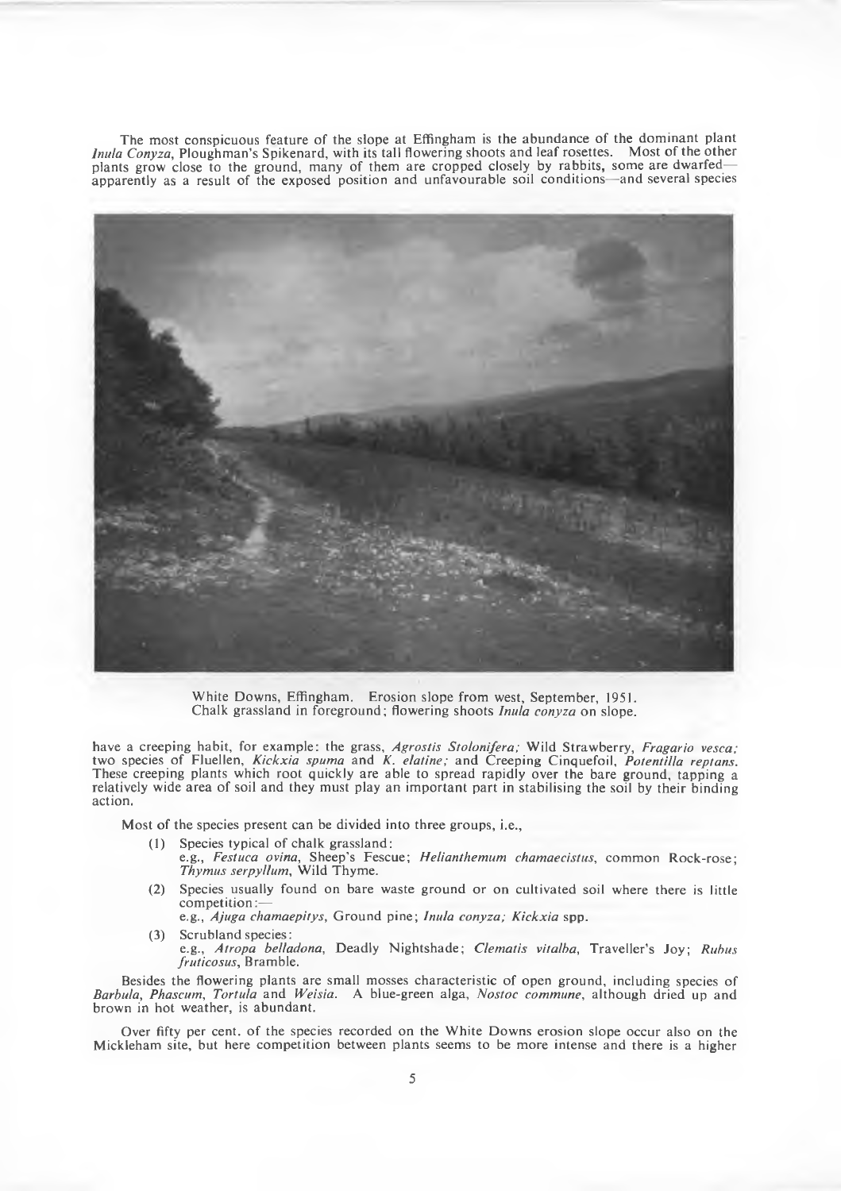The most conspicuous feature of the slope at Effingham is the abundance of the dominant plant *Inula Conyza*, Ploughman's Spikenard, with its tall flowering shoots and leaf rosettes. Most of the other plants grow close to the ground, many of them are cropped closely by rabbits, some are dwarfed—apparently as a result of the exposed position and unfavourable soil conditions—and several species

White Downs, Effingham. Erosion slope from west, September, 1951.
Chalk grassland in foreground; flowering shoots *Inula conyza* on slope.

have a creeping habit, for example: the grass, *Agrostis Stolonifera;* Wild Strawberry, *Fragario vesca;* two species of Fluellen, *Kickxia spuma* and *K. elatine;* and Creeping Cinquefoil, *Potentilla reptans.* These creeping plants which root quickly are able to spread rapidly over the bare ground, tapping a relatively wide area of soil and they must play an important part in stabilising the soil by their binding action.

Most of the species present can be divided into three groups, i.e.,

(1) Species typical of chalk grassland:
e.g., *Festuca ovina*, Sheep's Fescue; *Helianthemum chamaecistus*, common Rock-rose; *Thymus serpyllum*, Wild Thyme.

(2) Species usually found on bare waste ground or on cultivated soil where there is little competition:—
e.g., *Ajuga chamaepitys*, Ground pine; *Inula conyza; Kickxia* spp.

(3) Scrubland species:
e.g., *Atropa belladona*, Deadly Nightshade; *Clematis vitalba*, Traveller's Joy; *Rubus fruticosus*, Bramble.

Besides the flowering plants are small mosses characteristic of open ground, including species of *Barbula*, *Phascum*, *Tortula* and *Weisia*. A blue-green alga, *Nostoc commune*, although dried up and brown in hot weather, is abundant.

Over fifty per cent. of the species recorded on the White Downs erosion slope occur also on the Mickleham site, but here competition between plants seems to be more intense and there is a higher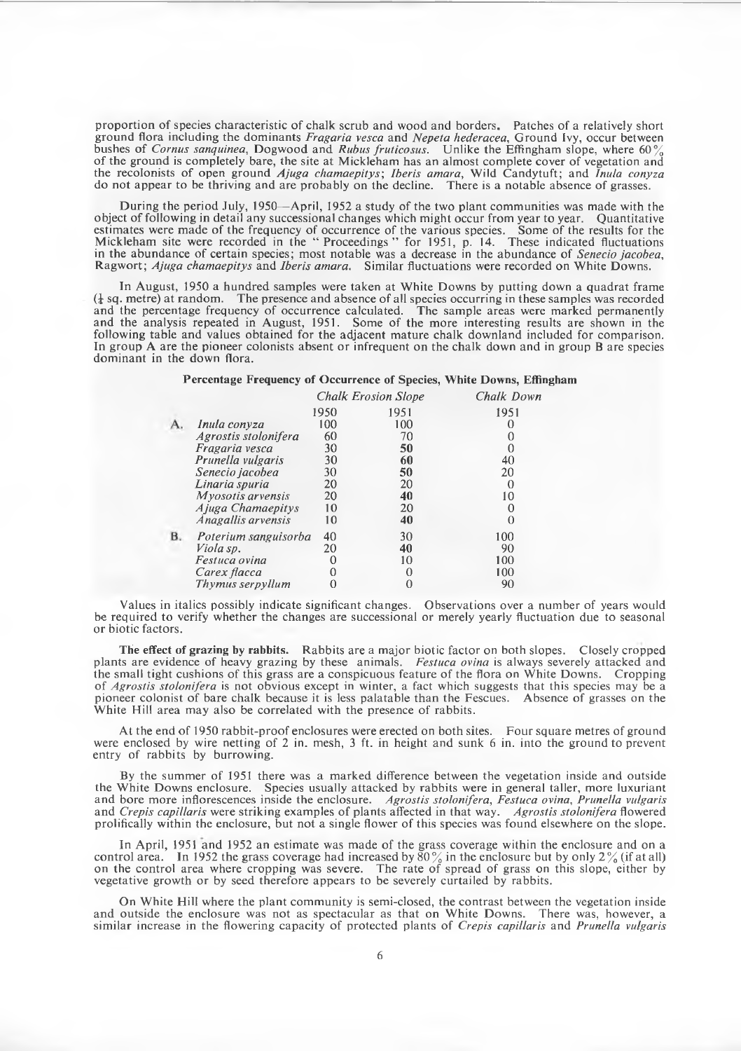proportion of species characteristic of chalk scrub and wood and borders. Patches of a relatively short ground flora including the dominants *Fragaria vesca* and *Nepeta hederacea*, Ground Ivy, occur between bushes of *Cornus sanquinea*, Dogwood and *Rubus fruticosus*. Unlike the Effingham slope, where 60% of the ground is completely bare, the site at Mickleham has an almost complete cover of vegetation and the recolonists of open ground *Ajuga chamaepitys*; *Iberis amara*, Wild Candytuft; and *Inula conyza* do not appear to be thriving and are probably on the decline. There is a notable absence of grasses.

During the period July, 1950—April, 1952 a study of the two plant communities was made with the object of following in detail any successional changes which might occur from year to year. Quantitative estimates were made of the frequency of occurrence of the various species. Some of the results for the Mickleham site were recorded in the " Proceedings " for 1951, p. 14. These indicated fluctuations in the abundance of certain species; most notable was a decrease in the abundance of *Senecio jacobea*, Ragwort; *Ajuga chamaepitys* and *Iberis amara*. Similar fluctuations were recorded on White Downs.

In August, 1950 a hundred samples were taken at White Downs by putting down a quadrat frame (¼ sq. metre) at random. The presence and absence of all species occurring in these samples was recorded and the percentage frequency of occurrence calculated. The sample areas were marked permanently and the analysis repeated in August, 1951. Some of the more interesting results are shown in the following table and values obtained for the adjacent mature chalk downland included for comparison. In group A are the pioneer colonists absent or infrequent on the chalk down and in group B are species dominant in the down flora.

**Percentage Frequency of Occurrence of Species, White Downs, Effingham**

| | | *Chalk Erosion Slope* | | *Chalk Down* |
|---|---|---|---|---|
| | | 1950 | 1951 | 1951 |
| A. | *Inula conyza* | 100 | 100 | 0 |
| | *Agrostis stolonifera* | 60 | 70 | 0 |
| | *Fragaria vesca* | 30 | **50** | 0 |
| | *Prunella vulgaris* | 30 | **60** | 40 |
| | *Senecio jacobea* | 30 | **50** | 20 |
| | *Linaria spuria* | 20 | 20 | 0 |
| | *Myosotis arvensis* | 20 | **40** | 10 |
| | *Ajuga Chamaepitys* | 10 | 20 | 0 |
| | *Anagallis arvensis* | 10 | **40** | 0 |
| B. | *Poterium sanguisorba* | 40 | 30 | 100 |
| | *Viola sp.* | 20 | **40** | 90 |
| | *Festuca ovina* | 0 | 10 | 100 |
| | *Carex flacca* | 0 | 0 | 100 |
| | *Thymus serpyllum* | 0 | 0 | 90 |

Values in italics possibly indicate significant changes. Observations over a number of years would be required to verify whether the changes are successional or merely yearly fluctuation due to seasonal or biotic factors.

**The effect of grazing by rabbits.** Rabbits are a major biotic factor on both slopes. Closely cropped plants are evidence of heavy grazing by these animals. *Festuca ovina* is always severely attacked and the small tight cushions of this grass are a conspicuous feature of the flora on White Downs. Cropping of *Agrostis stolonifera* is not obvious except in winter, a fact which suggests that this species may be a pioneer colonist of bare chalk because it is less palatable than the Fescues. Absence of grasses on the White Hill area may also be correlated with the presence of rabbits.

At the end of 1950 rabbit-proof enclosures were erected on both sites. Four square metres of ground were enclosed by wire netting of 2 in. mesh, 3 ft. in height and sunk 6 in. into the ground to prevent entry of rabbits by burrowing.

By the summer of 1951 there was a marked difference between the vegetation inside and outside the White Downs enclosure. Species usually attacked by rabbits were in general taller, more luxuriant and bore more inflorescences inside the enclosure. *Agrostis stolonifera*, *Festuca ovina*, *Prunella vulgaris* and *Crepis capillaris* were striking examples of plants affected in that way. *Agrostis stolonifera* flowered prolifically within the enclosure, but not a single flower of this species was found elsewhere on the slope.

In April, 1951 and 1952 an estimate was made of the grass coverage within the enclosure and on a control area. In 1952 the grass coverage had increased by 80% in the enclosure but by only 2% (if at all) on the control area where cropping was severe. The rate of spread of grass on this slope, either by vegetative growth or by seed therefore appears to be severely curtailed by rabbits.

On White Hill where the plant community is semi-closed, the contrast between the vegetation inside and outside the enclosure was not as spectacular as that on White Downs. There was, however, a similar increase in the flowering capacity of protected plants of *Crepis capillaris* and *Prunella vulgaris*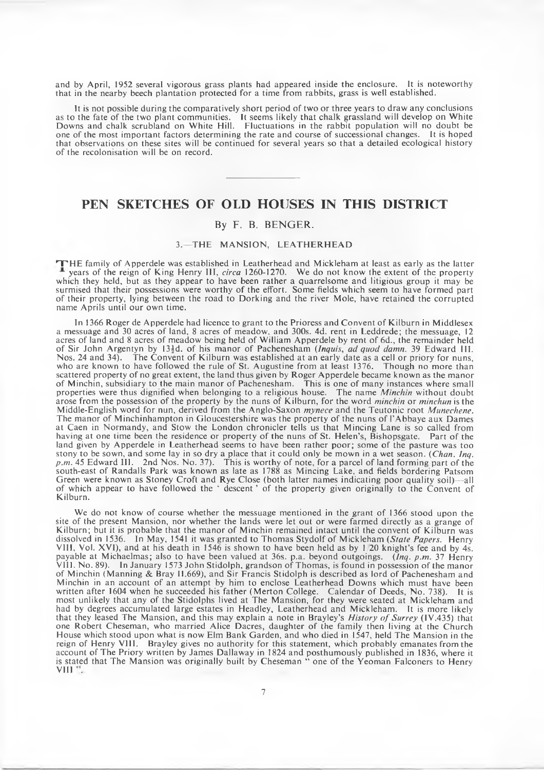and by April, 1952 several vigorous grass plants had appeared inside the enclosure. It is noteworthy that in the nearby beech plantation protected for a time from rabbits, grass is well established.

It is not possible during the comparatively short period of two or three years to draw any conclusions as to the fate of the two plant communities. It seems likely that chalk grassland will develop on White Downs and chalk scrubland on White Hill. Fluctuations in the rabbit population will no doubt be one of the most important factors determining the rate and course of successional changes. It is hoped that observations on these sites will be continued for several years so that a detailed ecological history of the recolonisation will be on record.

---

## PEN SKETCHES OF OLD HOUSES IN THIS DISTRICT

By F. B. BENGER.

### 3.—THE MANSION, LEATHERHEAD

THE family of Apperdele was established in Leatherhead and Mickleham at least as early as the latter years of the reign of King Henry III, *circa* 1260-1270. We do not know the extent of the property which they held, but as they appear to have been rather a quarrelsome and litigious group it may be surmised that their possessions were worthy of the effort. Some fields which seem to have formed part of their property, lying between the road to Dorking and the river Mole, have retained the corrupted name Aprils until our own time.

In 1366 Roger de Apperdele had licence to grant to the Prioress and Convent of Kilburn in Middlesex a messuage and 30 acres of land, 8 acres of meadow, and 300s. 4d. rent in Leddrede; the messuage, 12 acres of land and 8 acres of meadow being held of William Apperdele by rent of 6d., the remainder held of Sir John Argentyn by 13½d. of his manor of Pachenesham (*Inquis, ad quod damn.* 39 Edward III. Nos. 24 and 34). The Convent of Kilburn was established at an early date as a cell or priory for nuns, who are known to have followed the rule of St. Augustine from at least 1376. Though no more than scattered property of no great extent, the land thus given by Roger Apperdele became known as the manor of Minchin, subsidiary to the main manor of Pachenesham. This is one of many instances where small properties were thus dignified when belonging to a religious house. The name *Minchin* without doubt arose from the possession of the property by the nuns of Kilburn, for the word *minchin* or *minchun* is the Middle-English word for nun, derived from the Anglo-Saxon *mynece* and the Teutonic root *Munechene*. The manor of Minchinhampton in Gloucestershire was the property of the nuns of l'Abbaye aux Dames at Caen in Normandy, and Stow the London chronicler tells us that Mincing Lane is so called from having at one time been the residence or property of the nuns of St. Helen's, Bishopsgate. Part of the land given by Apperdele in Leatherhead seems to have been rather poor; some of the pasture was too stony to be sown, and some lay in so dry a place that it could only be mown in a wet season. (*Chan. Inq. p.m.* 45 Edward III. 2nd Nos. No. 37). This is worthy of notice, for a parcel of land forming part of the south-east of Randalls Park was known as late as 1788 as Mincing Lake, and fields bordering Patsom Green were known as Stoney Croft and Rye Close (both latter names indicating poor quality soil)—all of which appear to have followed the ' descent ' of the property given originally to the Convent of Kilburn.

We do not know of course whether the messuage mentioned in the grant of 1366 stood upon the site of the present Mansion, nor whether the lands were let out or were farmed directly as a grange of Kilburn; but it is probable that the manor of Minchin remained intact until the convent of Kilburn was dissolved in 1536. In May, 1541 it was granted to Thomas Stydolf of Mickleham (*State Papers*. Henry VIII, Vol. XVI), and at his death in 1546 is shown to have been held as by 1/20 knight's fee and by 4s. payable at Michaelmas; also to have been valued at 36s. p.a. beyond outgoings. (*Inq. p.m.* 37 Henry VIII. No. 89). In January 1573 John Stidolph, grandson of Thomas, is found in possession of the manor of Minchin (Manning & Bray II.669), and Sir Francis Stidolph is described as lord of Pachenesham and Minchin in an account of an attempt by him to enclose Leatherhead Downs which must have been written after 1604 when he succeeded his father (Merton College. Calendar of Deeds, No. 738). It is most unlikely that any of the Stidolphs lived at The Mansion, for they were seated at Mickleham and had by degrees accumulated large estates in Headley, Leatherhead and Mickleham. It is more likely that they leased The Mansion, and this may explain a note in Brayley's *History of Surrey* (IV.435) that one Robert Cheseman, who married Alice Dacres, daughter of the family then living at the Church House which stood upon what is now Elm Bank Garden, and who died in 1547, held The Mansion in the reign of Henry VIII. Brayley gives no authority for this statement, which probably emanates from the account of The Priory written by James Dallaway in 1824 and posthumously published in 1836, where it is stated that The Mansion was originally built by Cheseman " one of the Yeoman Falconers to Henry VIII ".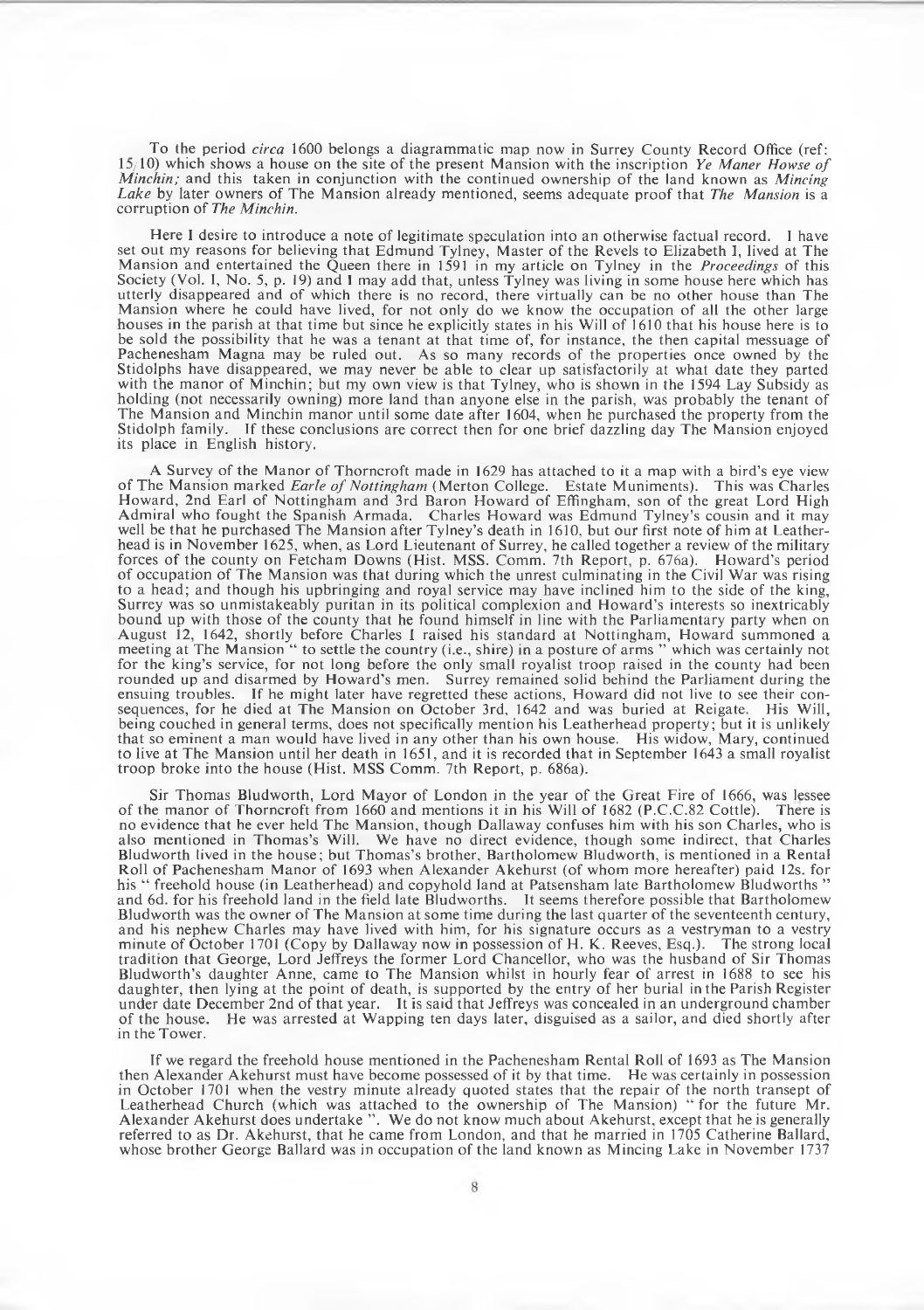To the period *circa* 1600 belongs a diagrammatic map now in Surrey County Record Office (ref: 15/10) which shows a house on the site of the present Mansion with the inscription *Ye Maner Howse of Minchin;* and this taken in conjunction with the continued ownership of the land known as *Mincing Lake* by later owners of The Mansion already mentioned, seems adequate proof that *The Mansion* is a corruption of *The Minchin.*

Here I desire to introduce a note of legitimate speculation into an otherwise factual record. I have set out my reasons for believing that Edmund Tylney, Master of the Revels to Elizabeth I, lived at The Mansion and entertained the Queen there in 1591 in my article on Tylney in the *Proceedings* of this Society (Vol. I, No. 5, p. 19) and I may add that, unless Tylney was living in some house here which has utterly disappeared and of which there is no record, there virtually can be no other house than The Mansion where he could have lived, for not only do we know the occupation of all the other large houses in the parish at that time but since he explicitly states in his Will of 1610 that his house here is to be sold the possibility that he was a tenant at that time of, for instance, the then capital messuage of Pachenesham Magna may be ruled out. As so many records of the properties once owned by the Stidolphs have disappeared, we may never be able to clear up satisfactorily at what date they parted with the manor of Minchin; but my own view is that Tylney, who is shown in the 1594 Lay Subsidy as holding (not necessarily owning) more land than anyone else in the parish, was probably the tenant of The Mansion and Minchin manor until some date after 1604, when he purchased the property from the Stidolph family. If these conclusions are correct then for one brief dazzling day The Mansion enjoyed its place in English history.

A Survey of the Manor of Thorncroft made in 1629 has attached to it a map with a bird's eye view of The Mansion marked *Earle of Nottingham* (Merton College. Estate Muniments). This was Charles Howard, 2nd Earl of Nottingham and 3rd Baron Howard of Effingham, son of the great Lord High Admiral who fought the Spanish Armada. Charles Howard was Edmund Tylney's cousin and it may well be that he purchased The Mansion after Tylney's death in 1610, but our first note of him at Leatherhead is in November 1625, when, as Lord Lieutenant of Surrey, he called together a review of the military forces of the county on Fetcham Downs (Hist. MSS. Comm. 7th Report, p. 676a). Howard's period of occupation of The Mansion was that during which the unrest culminating in the Civil War was rising to a head; and though his upbringing and royal service may have inclined him to the side of the king, Surrey was so unmistakeably puritan in its political complexion and Howard's interests so inextricably bound up with those of the county that he found himself in line with the Parliamentary party when on August 12, 1642, shortly before Charles I raised his standard at Nottingham, Howard summoned a meeting at The Mansion " to settle the country (i.e., shire) in a posture of arms " which was certainly not for the king's service, for not long before the only small royalist troop raised in the county had been rounded up and disarmed by Howard's men. Surrey remained solid behind the Parliament during the ensuing troubles. If he might later have regretted these actions, Howard did not live to see their consequences, for he died at The Mansion on October 3rd, 1642 and was buried at Reigate. His Will, being couched in general terms, does not specifically mention his Leatherhead property; but it is unlikely that so eminent a man would have lived in any other than his own house. His widow, Mary, continued to live at The Mansion until her death in 1651, and it is recorded that in September 1643 a small royalist troop broke into the house (Hist. MSS Comm. 7th Report, p. 686a).

Sir Thomas Bludworth, Lord Mayor of London in the year of the Great Fire of 1666, was lessee of the manor of Thorncroft from 1660 and mentions it in his Will of 1682 (P.C.C.82 Cottle). There is no evidence that he ever held The Mansion, though Dallaway confuses him with his son Charles, who is also mentioned in Thomas's Will. We have no direct evidence, though some indirect, that Charles Bludworth lived in the house; but Thomas's brother, Bartholomew Bludworth, is mentioned in a Rental Roll of Pachenesham Manor of 1693 when Alexander Akehurst (of whom more hereafter) paid 12s. for his " freehold house (in Leatherhead) and copyhold land at Patsensham late Bartholomew Bludworths " and 6d. for his freehold land in the field late Bludworths. It seems therefore possible that Bartholomew Bludworth was the owner of The Mansion at some time during the last quarter of the seventeenth century, and his nephew Charles may have lived with him, for his signature occurs as a vestryman to a vestry minute of October 1701 (Copy by Dallaway now in possession of H. K. Reeves, Esq.). The strong local tradition that George, Lord Jeffreys the former Lord Chancellor, who was the husband of Sir Thomas Bludworth's daughter Anne, came to The Mansion whilst in hourly fear of arrest in 1688 to see his daughter, then lying at the point of death, is supported by the entry of her burial in the Parish Register under date December 2nd of that year. It is said that Jeffreys was concealed in an underground chamber of the house. He was arrested at Wapping ten days later, disguised as a sailor, and died shortly after in the Tower.

If we regard the freehold house mentioned in the Pachenesham Rental Roll of 1693 as The Mansion then Alexander Akehurst must have become possessed of it by that time. He was certainly in possession in October 1701 when the vestry minute already quoted states that the repair of the north transept of Leatherhead Church (which was attached to the ownership of The Mansion) " for the future Mr. Alexander Akehurst does undertake ". We do not know much about Akehurst, except that he is generally referred to as Dr. Akehurst, that he came from London, and that he married in 1705 Catherine Ballard, whose brother George Ballard was in occupation of the land known as Mincing Lake in November 1737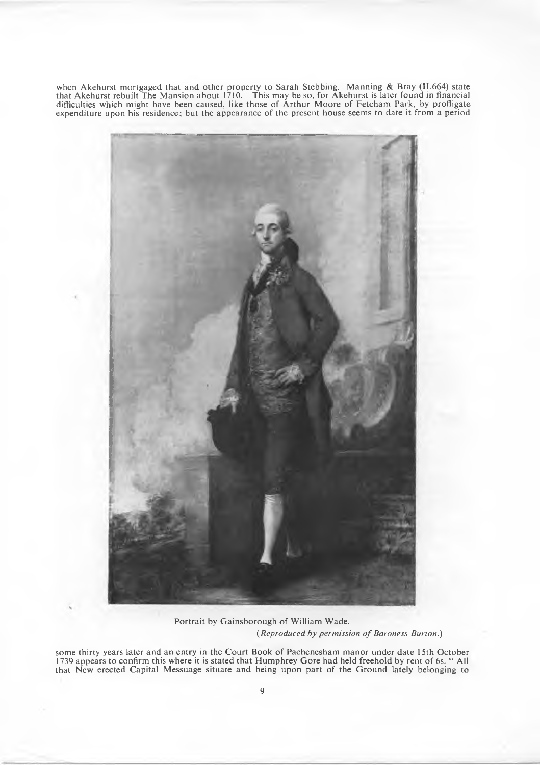when Akehurst mortgaged that and other property to Sarah Stebbing. Manning & Bray (II.664) state that Akehurst rebuilt The Mansion about 1710. This may be so, for Akehurst is later found in financial difficulties which might have been caused, like those of Arthur Moore of Fetcham Park, by profligate expenditure upon his residence; but the appearance of the present house seems to date it from a period

Portrait by Gainsborough of William Wade.

*(Reproduced by permission of Baroness Burton.)*

some thirty years later and an entry in the Court Book of Pachenesham manor under date 15th October 1739 appears to confirm this where it is stated that Humphrey Gore had held freehold by rent of 6s. " All that New erected Capital Messuage situate and being upon part of the Ground lately belonging to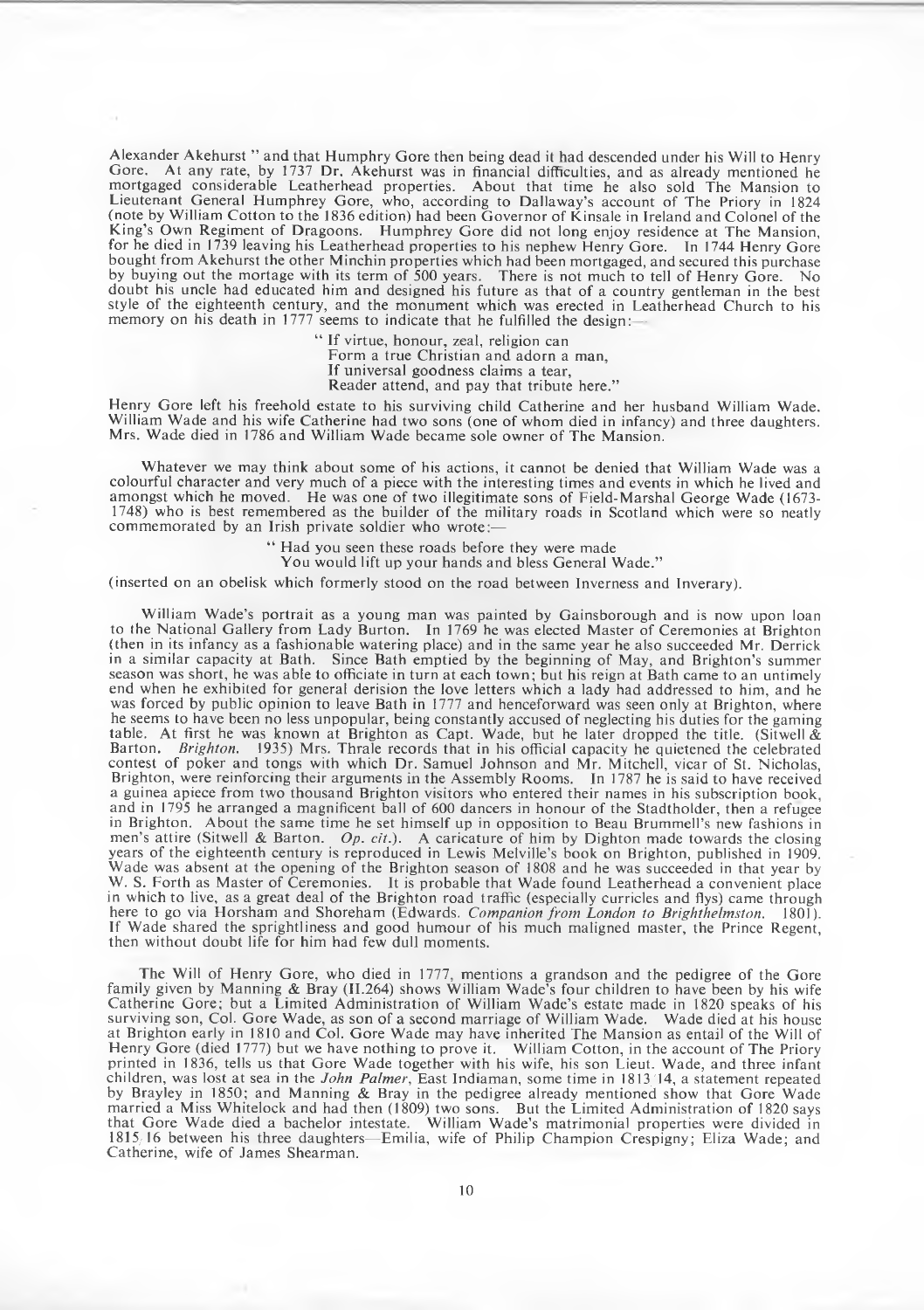Alexander Akehurst " and that Humphry Gore then being dead it had descended under his Will to Henry Gore. At any rate, by 1737 Dr. Akehurst was in financial difficulties, and as already mentioned he mortgaged considerable Leatherhead properties. About that time he also sold The Mansion to Lieutenant General Humphrey Gore, who, according to Dallaway's account of The Priory in 1824 (note by William Cotton to the 1836 edition) had been Governor of Kinsale in Ireland and Colonel of the King's Own Regiment of Dragoons. Humphrey Gore did not long enjoy residence at The Mansion, for he died in 1739 leaving his Leatherhead properties to his nephew Henry Gore. In 1744 Henry Gore bought from Akehurst the other Minchin properties which had been mortgaged, and secured this purchase by buying out the mortage with its term of 500 years. There is not much to tell of Henry Gore. No doubt his uncle had educated him and designed his future as that of a country gentleman in the best style of the eighteenth century, and the monument which was erected in Leatherhead Church to his memory on his death in 1777 seems to indicate that he fulfilled the design:—

> " If virtue, honour, zeal, religion can
> Form a true Christian and adorn a man,
> If universal goodness claims a tear,
> Reader attend, and pay that tribute here."

Henry Gore left his freehold estate to his surviving child Catherine and her husband William Wade. William Wade and his wife Catherine had two sons (one of whom died in infancy) and three daughters. Mrs. Wade died in 1786 and William Wade became sole owner of The Mansion.

Whatever we may think about some of his actions, it cannot be denied that William Wade was a colourful character and very much of a piece with the interesting times and events in which he lived and amongst which he moved. He was one of two illegitimate sons of Field-Marshal George Wade (1673-1748) who is best remembered as the builder of the military roads in Scotland which were so neatly commemorated by an Irish private soldier who wrote:—

> " Had you seen these roads before they were made
> You would lift up your hands and bless General Wade."

(inserted on an obelisk which formerly stood on the road between Inverness and Inverary).

William Wade's portrait as a young man was painted by Gainsborough and is now upon loan to the National Gallery from Lady Burton. In 1769 he was elected Master of Ceremonies at Brighton (then in its infancy as a fashionable watering place) and in the same year he also succeeded Mr. Derrick in a similar capacity at Bath. Since Bath emptied by the beginning of May, and Brighton's summer season was short, he was able to officiate in turn at each town; but his reign at Bath came to an untimely end when he exhibited for general derision the love letters which a lady had addressed to him, and he was forced by public opinion to leave Bath in 1777 and henceforward was seen only at Brighton, where he seems to have been no less unpopular, being constantly accused of neglecting his duties for the gaming table. At first he was known at Brighton as Capt. Wade, but he later dropped the title. (Sitwell & Barton. *Brighton.* 1935) Mrs. Thrale records that in his official capacity he quietened the celebrated contest of poker and tongs with which Dr. Samuel Johnson and Mr. Mitchell, vicar of St. Nicholas, Brighton, were reinforcing their arguments in the Assembly Rooms. In 1787 he is said to have received a guinea apiece from two thousand Brighton visitors who entered their names in his subscription book, and in 1795 he arranged a magnificent ball of 600 dancers in honour of the Stadtholder, then a refugee in Brighton. About the same time he set himself up in opposition to Beau Brummell's new fashions in men's attire (Sitwell & Barton. *Op. cit.*). A caricature of him by Dighton made towards the closing years of the eighteenth century is reproduced in Lewis Melville's book on Brighton, published in 1909. Wade was absent at the opening of the Brighton season of 1808 and he was succeeded in that year by W. S. Forth as Master of Ceremonies. It is probable that Wade found Leatherhead a convenient place in which to live, as a great deal of the Brighton road traffic (especially curricles and flys) came through here to go via Horsham and Shoreham (Edwards. *Companion from London to Brighthelmston.* 1801). If Wade shared the sprightliness and good humour of his much maligned master, the Prince Regent, then without doubt life for him had few dull moments.

The Will of Henry Gore, who died in 1777, mentions a grandson and the pedigree of the Gore family given by Manning & Bray (II.264) shows William Wade's four children to have been by his wife Catherine Gore; but a Limited Administration of William Wade's estate made in 1820 speaks of his surviving son, Col. Gore Wade, as son of a second marriage of William Wade. Wade died at his house at Brighton early in 1810 and Col. Gore Wade may have inherited The Mansion as entail of the Will of Henry Gore (died 1777) but we have nothing to prove it. William Cotton, in the account of The Priory printed in 1836, tells us that Gore Wade together with his wife, his son Lieut. Wade, and three infant children, was lost at sea in the *John Palmer*, East Indiaman, some time in 1813/14, a statement repeated by Brayley in 1850; and Manning & Bray in the pedigree already mentioned show that Gore Wade married a Miss Whitelock and had then (1809) two sons. But the Limited Administration of 1820 says that Gore Wade died a bachelor intestate. William Wade's matrimonial properties were divided in 1815/16 between his three daughters—Emilia, wife of Philip Champion Crespigny; Eliza Wade; and Catherine, wife of James Shearman.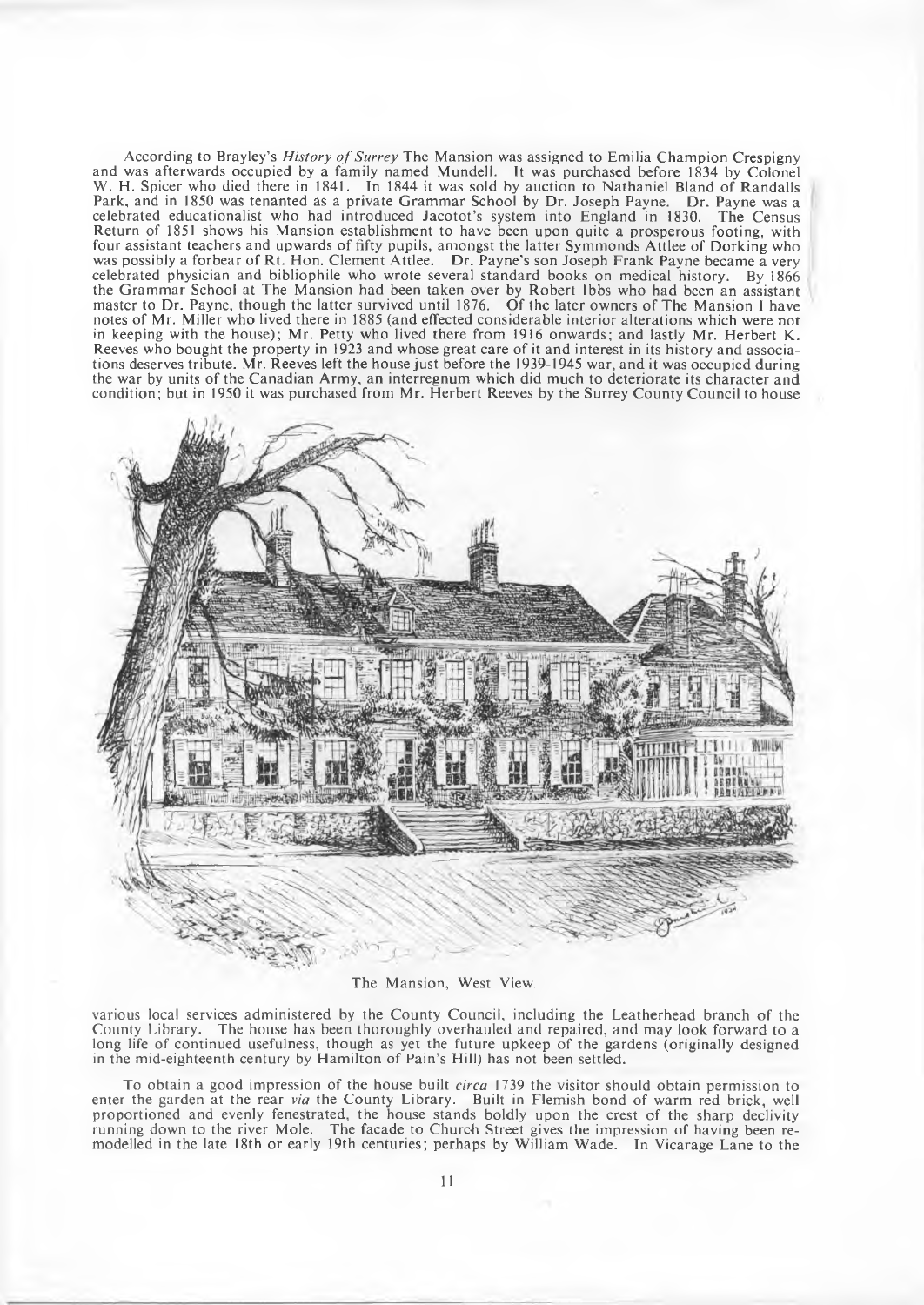According to Brayley's *History of Surrey* The Mansion was assigned to Emilia Champion Crespigny and was afterwards occupied by a family named Mundell. It was purchased before 1834 by Colonel W. H. Spicer who died there in 1841. In 1844 it was sold by auction to Nathaniel Bland of Randalls Park, and in 1850 was tenanted as a private Grammar School by Dr. Joseph Payne. Dr. Payne was a celebrated educationalist who had introduced Jacotot's system into England in 1830. The Census Return of 1851 shows his Mansion establishment to have been upon quite a prosperous footing, with four assistant teachers and upwards of fifty pupils, amongst the latter Symmonds Attlee of Dorking who was possibly a forbear of Rt. Hon. Clement Attlee. Dr. Payne's son Joseph Frank Payne became a very celebrated physician and bibliophile who wrote several standard books on medical history. By 1866 the Grammar School at The Mansion had been taken over by Robert Ibbs who had been an assistant master to Dr. Payne, though the latter survived until 1876. Of the later owners of The Mansion I have notes of Mr. Miller who lived there in 1885 (and effected considerable interior alterations which were not in keeping with the house); Mr. Petty who lived there from 1916 onwards; and lastly Mr. Herbert K. Reeves who bought the property in 1923 and whose great care of it and interest in its history and associations deserves tribute. Mr. Reeves left the house just before the 1939-1945 war, and it was occupied during the war by units of the Canadian Army, an interregnum which did much to deteriorate its character and condition; but in 1950 it was purchased from Mr. Herbert Reeves by the Surrey County Council to house

The Mansion, West View

various local services administered by the County Council, including the Leatherhead branch of the County Library. The house has been thoroughly overhauled and repaired, and may look forward to a long life of continued usefulness, though as yet the future upkeep of the gardens (originally designed in the mid-eighteenth century by Hamilton of Pain's Hill) has not been settled.

To obtain a good impression of the house built *circa* 1739 the visitor should obtain permission to enter the garden at the rear *via* the County Library. Built in Flemish bond of warm red brick, well proportioned and evenly fenestrated, the house stands boldly upon the crest of the sharp declivity running down to the river Mole. The facade to Church Street gives the impression of having been remodelled in the late 18th or early 19th centuries; perhaps by William Wade. In Vicarage Lane to the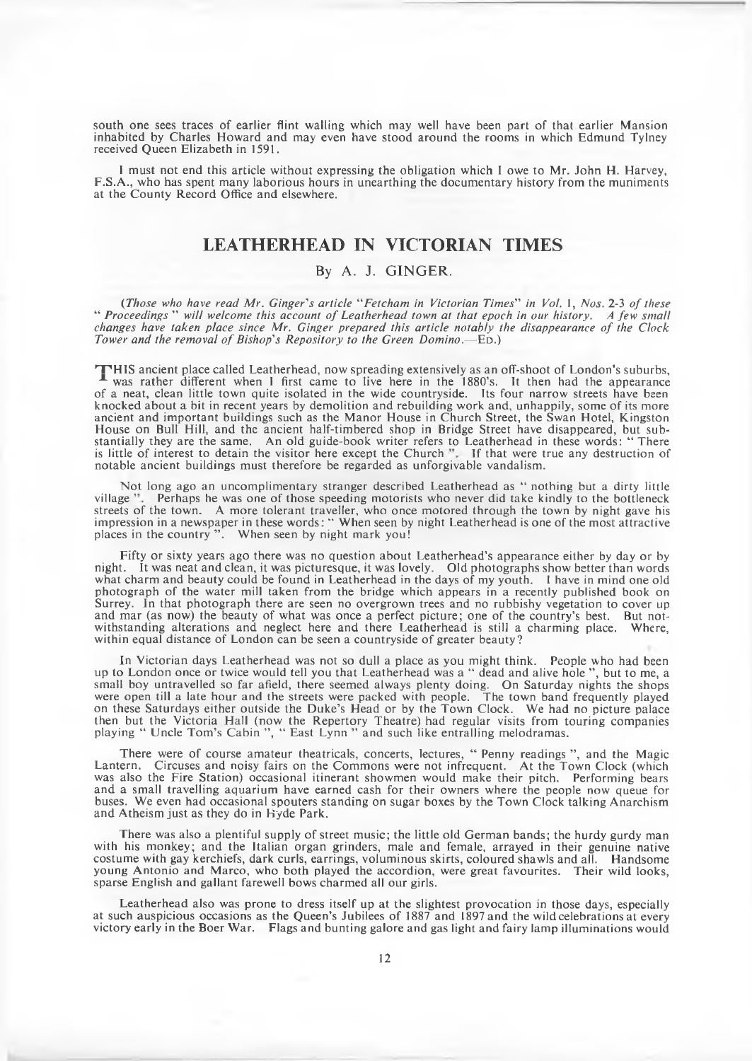south one sees traces of earlier flint walling which may well have been part of that earlier Mansion inhabited by Charles Howard and may even have stood around the rooms in which Edmund Tylney received Queen Elizabeth in 1591.

I must not end this article without expressing the obligation which I owe to Mr. John H. Harvey, F.S.A., who has spent many laborious hours in unearthing the documentary history from the muniments at the County Record Office and elsewhere.

## LEATHERHEAD IN VICTORIAN TIMES

By A. J. GINGER.

*(Those who have read Mr. Ginger's article "Fetcham in Victorian Times" in Vol. 1, Nos. 2-3 of these "Proceedings" will welcome this account of Leatherhead town at that epoch in our history. A few small changes have taken place since Mr. Ginger prepared this article notably the disappearance of the Clock Tower and the removal of Bishop's Repository to the Green Domino.*—ED.)

THIS ancient place called Leatherhead, now spreading extensively as an off-shoot of London's suburbs, was rather different when I first came to live here in the 1880's. It then had the appearance of a neat, clean little town quite isolated in the wide countryside. Its four narrow streets have been knocked about a bit in recent years by demolition and rebuilding work and, unhappily, some of its more ancient and important buildings such as the Manor House in Church Street, the Swan Hotel, Kingston House on Bull Hill, and the ancient half-timbered shop in Bridge Street have disappeared, but substantially they are the same. An old guide-book writer refers to Leatherhead in these words: "There is little of interest to detain the visitor here except the Church". If that were true any destruction of notable ancient buildings must therefore be regarded as unforgivable vandalism.

Not long ago an uncomplimentary stranger described Leatherhead as "nothing but a dirty little village". Perhaps he was one of those speeding motorists who never did take kindly to the bottleneck streets of the town. A more tolerant traveller, who once motored through the town by night gave his impression in a newspaper in these words: "When seen by night Leatherhead is one of the most attractive places in the country". When seen by night mark you!

Fifty or sixty years ago there was no question about Leatherhead's appearance either by day or by night. It was neat and clean, it was picturesque, it was lovely. Old photographs show better than words what charm and beauty could be found in Leatherhead in the days of my youth. I have in mind one old photograph of the water mill taken from the bridge which appears in a recently published book on Surrey. In that photograph there are seen no overgrown trees and no rubbishy vegetation to cover up and mar (as now) the beauty of what was once a perfect picture; one of the country's best. But notwithstanding alterations and neglect here and there Leatherhead is still a charming place. Where, within equal distance of London can be seen a countryside of greater beauty?

In Victorian days Leatherhead was not so dull a place as you might think. People who had been up to London once or twice would tell you that Leatherhead was a "dead and alive hole", but to me, a small boy untravelled so far afield, there seemed always plenty doing. On Saturday nights the shops were open till a late hour and the streets were packed with people. The town band frequently played on these Saturdays either outside the Duke's Head or by the Town Clock. We had no picture palace then but the Victoria Hall (now the Repertory Theatre) had regular visits from touring companies playing "Uncle Tom's Cabin", "East Lynn" and such like entralling melodramas.

There were of course amateur theatricals, concerts, lectures, "Penny readings", and the Magic Lantern. Circuses and noisy fairs on the Commons were not infrequent. At the Town Clock (which was also the Fire Station) occasional itinerant showmen would make their pitch. Performing bears and a small travelling aquarium have earned cash for their owners where the people now queue for buses. We even had occasional spouters standing on sugar boxes by the Town Clock talking Anarchism and Atheism just as they do in Hyde Park.

There was also a plentiful supply of street music; the little old German bands; the hurdy gurdy man with his monkey; and the Italian organ grinders, male and female, arrayed in their genuine native costume with gay kerchiefs, dark curls, earrings, voluminous skirts, coloured shawls and all. Handsome young Antonio and Marco, who both played the accordion, were great favourites. Their wild looks, sparse English and gallant farewell bows charmed all our girls.

Leatherhead also was prone to dress itself up at the slightest provocation in those days, especially at such auspicious occasions as the Queen's Jubilees of 1887 and 1897 and the wild celebrations at every victory early in the Boer War. Flags and bunting galore and gas light and fairy lamp illuminations would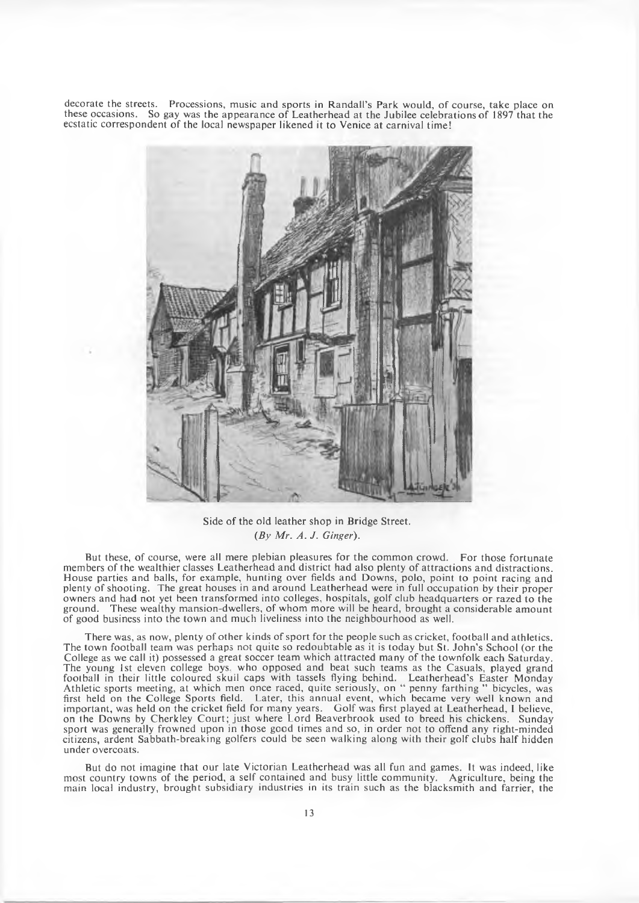decorate the streets. Processions, music and sports in Randall's Park would, of course, take place on these occasions. So gay was the appearance of Leatherhead at the Jubilee celebrations of 1897 that the ecstatic correspondent of the local newspaper likened it to Venice at carnival time!

Side of the old leather shop in Bridge Street.
*(By Mr. A. J. Ginger).*

But these, of course, were all mere plebian pleasures for the common crowd. For those fortunate members of the wealthier classes Leatherhead and district had also plenty of attractions and distractions. House parties and balls, for example, hunting over fields and Downs, polo, point to point racing and plenty of shooting. The great houses in and around Leatherhead were in full occupation by their proper owners and had not yet been transformed into colleges, hospitals, golf club headquarters or razed to the ground. These wealthy mansion-dwellers, of whom more will be heard, brought a considerable amount of good business into the town and much liveliness into the neighbourhood as well.

There was, as now, plenty of other kinds of sport for the people such as cricket, football and athletics. The town football team was perhaps not quite so redoubtable as it is today but St. John's School (or the College as we call it) possessed a great soccer team which attracted many of the townfolk each Saturday. The young 1st eleven college boys who opposed and beat such teams as the Casuals, played grand football in their little coloured skull caps with tassels flying behind. Leatherhead's Easter Monday Athletic sports meeting, at which men once raced, quite seriously, on " penny farthing " bicycles, was first held on the College Sports field. Later, this annual event, which became very well known and important, was held on the cricket field for many years. Golf was first played at Leatherhead, I believe, on the Downs by Cherkley Court; just where Lord Beaverbrook used to breed his chickens. Sunday sport was generally frowned upon in those good times and so, in order not to offend any right-minded citizens, ardent Sabbath-breaking golfers could be seen walking along with their golf clubs half hidden under overcoats.

But do not imagine that our late Victorian Leatherhead was all fun and games. It was indeed, like most country towns of the period, a self contained and busy little community. Agriculture, being the main local industry, brought subsidiary industries in its train such as the blacksmith and farrier, the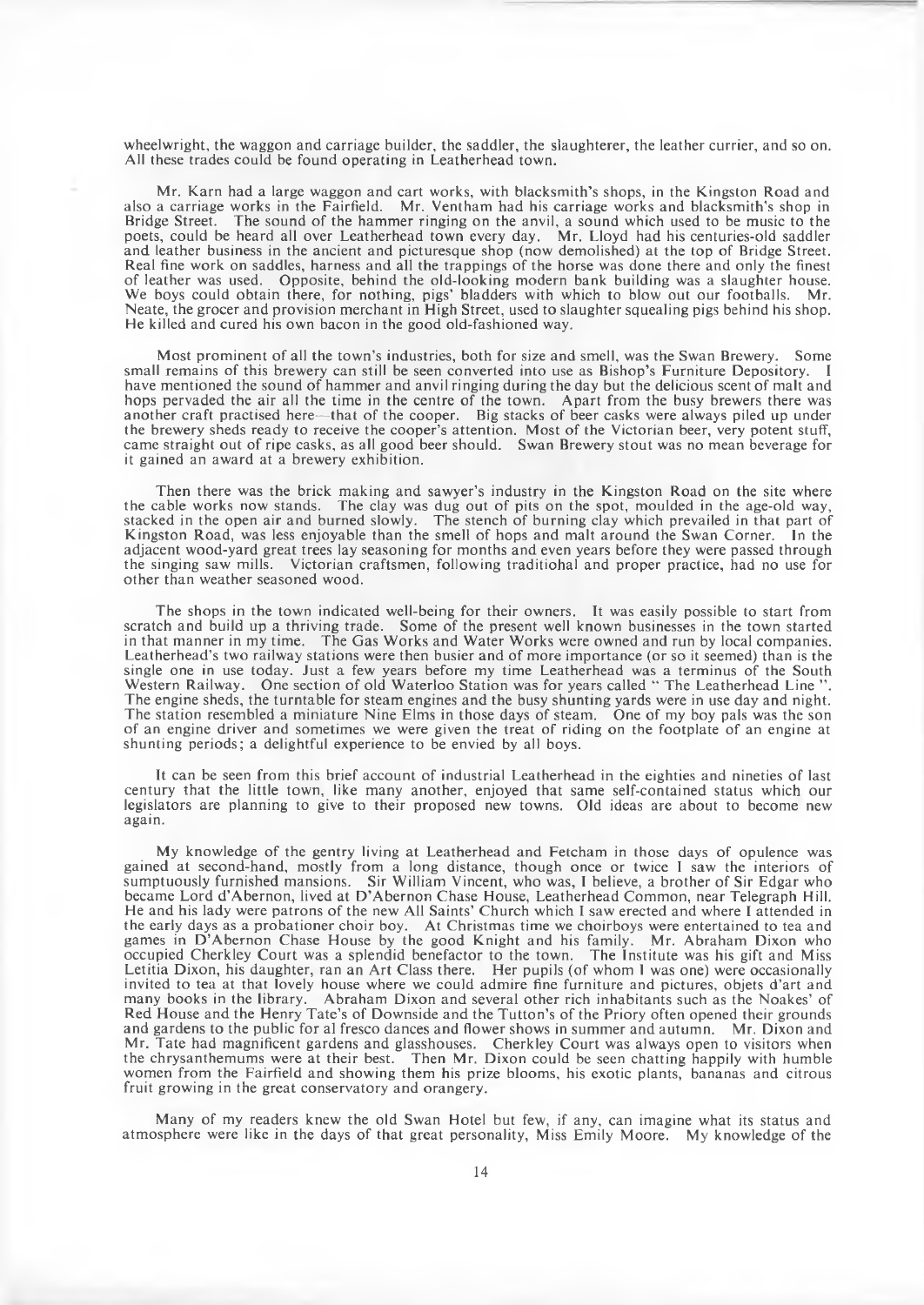wheelwright, the waggon and carriage builder, the saddler, the slaughterer, the leather currier, and so on. All these trades could be found operating in Leatherhead town.

Mr. Karn had a large waggon and cart works, with blacksmith's shops, in the Kingston Road and also a carriage works in the Fairfield. Mr. Ventham had his carriage works and blacksmith's shop in Bridge Street. The sound of the hammer ringing on the anvil, a sound which used to be music to the poets, could be heard all over Leatherhead town every day. Mr. Lloyd had his centuries-old saddler and leather business in the ancient and picturesque shop (now demolished) at the top of Bridge Street. Real fine work on saddles, harness and all the trappings of the horse was done there and only the finest of leather was used. Opposite, behind the old-looking modern bank building was a slaughter house. We boys could obtain there, for nothing, pigs' bladders with which to blow out our footballs. Mr. Neate, the grocer and provision merchant in High Street, used to slaughter squealing pigs behind his shop. He killed and cured his own bacon in the good old-fashioned way.

Most prominent of all the town's industries, both for size and smell, was the Swan Brewery. Some small remains of this brewery can still be seen converted into use as Bishop's Furniture Depository. I have mentioned the sound of hammer and anvil ringing during the day but the delicious scent of malt and hops pervaded the air all the time in the centre of the town. Apart from the busy brewers there was another craft practised here—that of the cooper. Big stacks of beer casks were always piled up under the brewery sheds ready to receive the cooper's attention. Most of the Victorian beer, very potent stuff, came straight out of ripe casks, as all good beer should. Swan Brewery stout was no mean beverage for it gained an award at a brewery exhibition.

Then there was the brick making and sawyer's industry in the Kingston Road on the site where the cable works now stands. The clay was dug out of pits on the spot, moulded in the age-old way, stacked in the open air and burned slowly. The stench of burning clay which prevailed in that part of Kingston Road, was less enjoyable than the smell of hops and malt around the Swan Corner. In the adjacent wood-yard great trees lay seasoning for months and even years before they were passed through the singing saw mills. Victorian craftsmen, following traditiohal and proper practice, had no use for other than weather seasoned wood.

The shops in the town indicated well-being for their owners. It was easily possible to start from scratch and build up a thriving trade. Some of the present well known businesses in the town started in that manner in my time. The Gas Works and Water Works were owned and run by local companies. Leatherhead's two railway stations were then busier and of more importance (or so it seemed) than is the single one in use today. Just a few years before my time Leatherhead was a terminus of the South Western Railway. One section of old Waterloo Station was for years called " The Leatherhead Line ". The engine sheds, the turntable for steam engines and the busy shunting yards were in use day and night. The station resembled a miniature Nine Elms in those days of steam. One of my boy pals was the son of an engine driver and sometimes we were given the treat of riding on the footplate of an engine at shunting periods; a delightful experience to be envied by all boys.

It can be seen from this brief account of industrial Leatherhead in the eighties and nineties of last century that the little town, like many another, enjoyed that same self-contained status which our legislators are planning to give to their proposed new towns. Old ideas are about to become new again.

My knowledge of the gentry living at Leatherhead and Fetcham in those days of opulence was gained at second-hand, mostly from a long distance, though once or twice I saw the interiors of sumptuously furnished mansions. Sir William Vincent, who was, I believe, a brother of Sir Edgar who became Lord d'Abernon, lived at D'Abernon Chase House, Leatherhead Common, near Telegraph Hill. He and his lady were patrons of the new All Saints' Church which I saw erected and where I attended in the early days as a probationer choir boy. At Christmas time we choirboys were entertained to tea and games in D'Abernon Chase House by the good Knight and his family. Mr. Abraham Dixon who occupied Cherkley Court was a splendid benefactor to the town. The Institute was his gift and Miss Letitia Dixon, his daughter, ran an Art Class there. Her pupils (of whom I was one) were occasionally invited to tea at that lovely house where we could admire fine furniture and pictures, objets d'art and many books in the library. Abraham Dixon and several other rich inhabitants such as the Noakes' of Red House and the Henry Tate's of Downside and the Tutton's of the Priory often opened their grounds and gardens to the public for al fresco dances and flower shows in summer and autumn. Mr. Dixon and Mr. Tate had magnificent gardens and glasshouses. Cherkley Court was always open to visitors when the chrysanthemums were at their best. Then Mr. Dixon could be seen chatting happily with humble women from the Fairfield and showing them his prize blooms, his exotic plants, bananas and citrous fruit growing in the great conservatory and orangery.

Many of my readers knew the old Swan Hotel but few, if any, can imagine what its status and atmosphere were like in the days of that great personality, Miss Emily Moore. My knowledge of the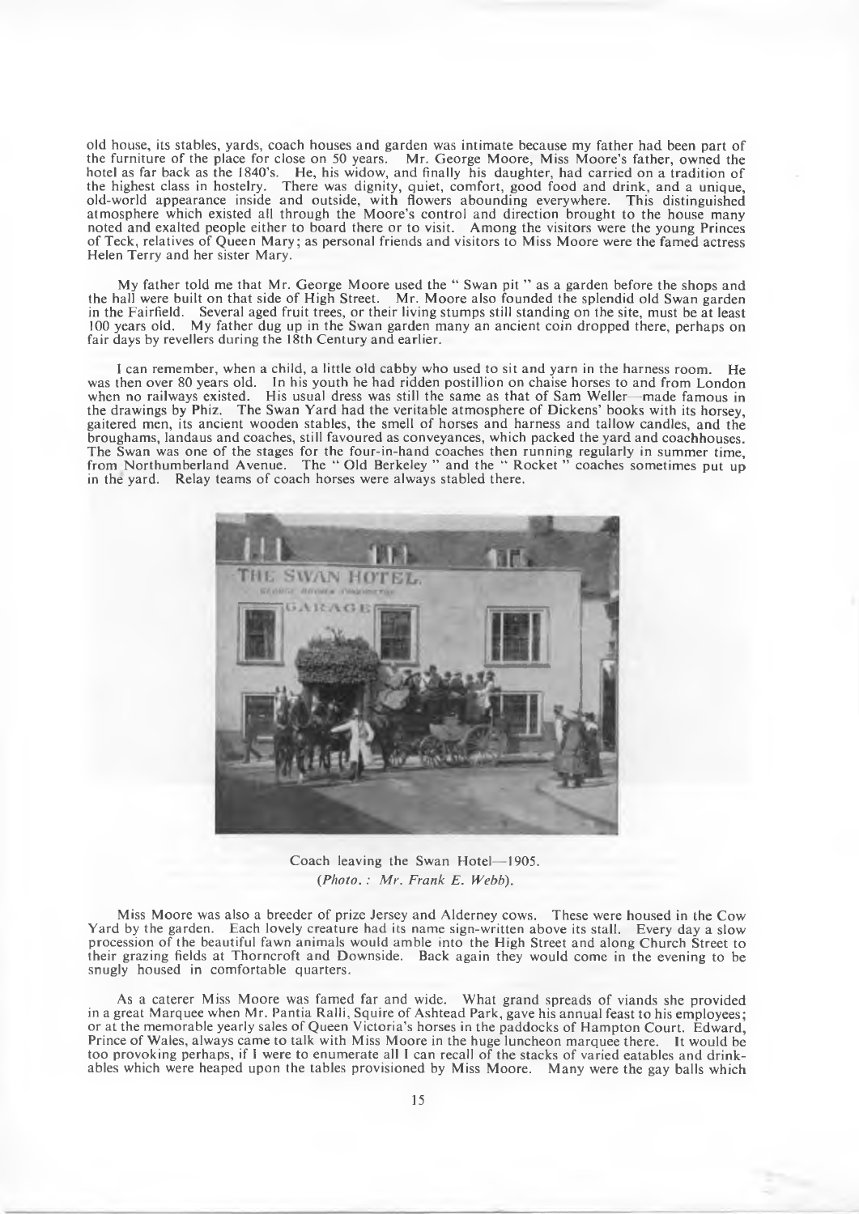old house, its stables, yards, coach houses and garden was intimate because my father had been part of the furniture of the place for close on 50 years. Mr. George Moore, Miss Moore's father, owned the hotel as far back as the 1840's. He, his widow, and finally his daughter, had carried on a tradition of the highest class in hostelry. There was dignity, quiet, comfort, good food and drink, and a unique, old-world appearance inside and outside, with flowers abounding everywhere. This distinguished atmosphere which existed all through the Moore's control and direction brought to the house many noted and exalted people either to board there or to visit. Among the visitors were the young Princes of Teck, relatives of Queen Mary; as personal friends and visitors to Miss Moore were the famed actress Helen Terry and her sister Mary.

My father told me that Mr. George Moore used the " Swan pit " as a garden before the shops and the hall were built on that side of High Street. Mr. Moore also founded the splendid old Swan garden in the Fairfield. Several aged fruit trees, or their living stumps still standing on the site, must be at least 100 years old. My father dug up in the Swan garden many an ancient coin dropped there, perhaps on fair days by revellers during the 18th Century and earlier.

I can remember, when a child, a little old cabby who used to sit and yarn in the harness room. He was then over 80 years old. In his youth he had ridden postillion on chaise horses to and from London when no railways existed. His usual dress was still the same as that of Sam Weller—made famous in the drawings by Phiz. The Swan Yard had the veritable atmosphere of Dickens' books with its horsey, gaitered men, its ancient wooden stables, the smell of horses and harness and tallow candles, and the broughams, landaus and coaches, still favoured as conveyances, which packed the yard and coachhouses. The Swan was one of the stages for the four-in-hand coaches then running regularly in summer time, from Northumberland Avenue. The " Old Berkeley " and the " Rocket " coaches sometimes put up in the yard. Relay teams of coach horses were always stabled there.

Coach leaving the Swan Hotel—1905.
*(Photo.: Mr. Frank E. Webb).*

Miss Moore was also a breeder of prize Jersey and Alderney cows. These were housed in the Cow Yard by the garden. Each lovely creature had its name sign-written above its stall. Every day a slow procession of the beautiful fawn animals would amble into the High Street and along Church Street to their grazing fields at Thorncroft and Downside. Back again they would come in the evening to be snugly housed in comfortable quarters.

As a caterer Miss Moore was famed far and wide. What grand spreads of viands she provided in a great Marquee when Mr. Pantia Ralli, Squire of Ashtead Park, gave his annual feast to his employees; or at the memorable yearly sales of Queen Victoria's horses in the paddocks of Hampton Court. Edward, Prince of Wales, always came to talk with Miss Moore in the huge luncheon marquee there. It would be too provoking perhaps, if I were to enumerate all I can recall of the stacks of varied eatables and drinkables which were heaped upon the tables provisioned by Miss Moore. Many were the gay balls which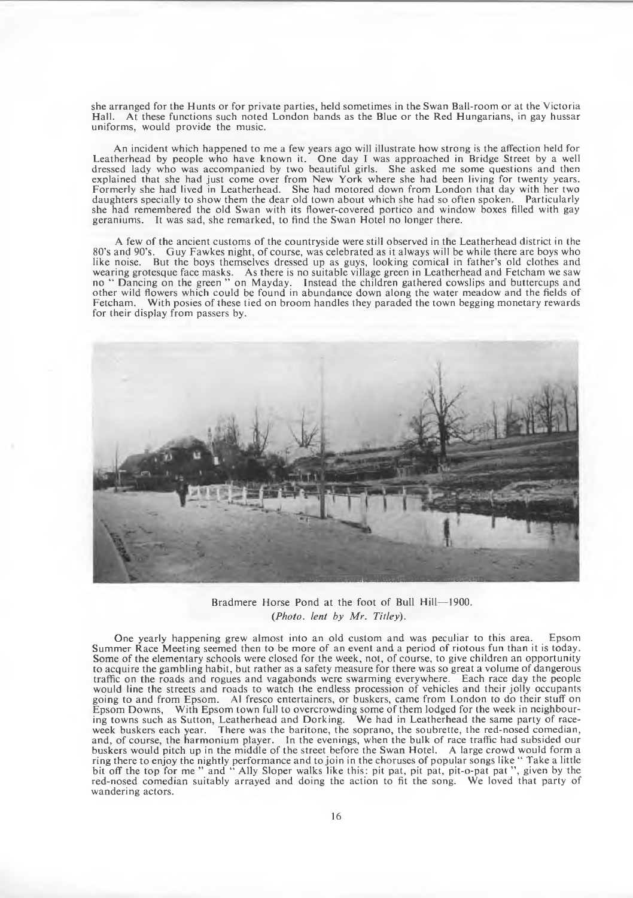she arranged for the Hunts or for private parties, held sometimes in the Swan Ball-room or at the Victoria Hall. At these functions such noted London bands as the Blue or the Red Hungarians, in gay hussar uniforms, would provide the music.

An incident which happened to me a few years ago will illustrate how strong is the affection held for Leatherhead by people who have known it. One day I was approached in Bridge Street by a well dressed lady who was accompanied by two beautiful girls. She asked me some questions and then explained that she had just come over from New York where she had been living for twenty years. Formerly she had lived in Leatherhead. She had motored down from London that day with her two daughters specially to show them the dear old town about which she had so often spoken. Particularly she had remembered the old Swan with its flower-covered portico and window boxes filled with gay geraniums. It was sad, she remarked, to find the Swan Hotel no longer there.

A few of the ancient customs of the countryside were still observed in the Leatherhead district in the 80's and 90's. Guy Fawkes night, of course, was celebrated as it always will be while there are boys who like noise. But the boys themselves dressed up as guys, looking comical in father's old clothes and wearing grotesque face masks. As there is no suitable village green in Leatherhead and Fetcham we saw no " Dancing on the green " on Mayday. Instead the children gathered cowslips and buttercups and other wild flowers which could be found in abundance down along the water meadow and the fields of Fetcham. With posies of these tied on broom handles they paraded the town begging monetary rewards for their display from passers by.

Bradmere Horse Pond at the foot of Bull Hill—1900.
*(Photo. lent by Mr. Titley).*

One yearly happening grew almost into an old custom and was peculiar to this area. Epsom Summer Race Meeting seemed then to be more of an event and a period of riotous fun than it is today. Some of the elementary schools were closed for the week, not, of course, to give children an opportunity to acquire the gambling habit, but rather as a safety measure for there was so great a volume of dangerous traffic on the roads and rogues and vagabonds were swarming everywhere. Each race day the people would line the streets and roads to watch the endless procession of vehicles and their jolly occupants going to and from Epsom. Al fresco entertainers, or buskers, came from London to do their stuff on Epsom Downs, With Epsom town full to overcrowding some of them lodged for the week in neighbouring towns such as Sutton, Leatherhead and Dorking. We had in Leatherhead the same party of race-week buskers each year. There was the baritone, the soprano, the soubrette, the red-nosed comedian, and, of course, the harmonium player. In the evenings, when the bulk of race traffic had subsided our buskers would pitch up in the middle of the street before the Swan Hotel. A large crowd would form a ring there to enjoy the nightly performance and to join in the choruses of popular songs like " Take a little bit off the top for me " and " Ally Sloper walks like this: pit pat, pit pat, pit-o-pat pat ", given by the red-nosed comedian suitably arrayed and doing the action to fit the song. We loved that party of wandering actors.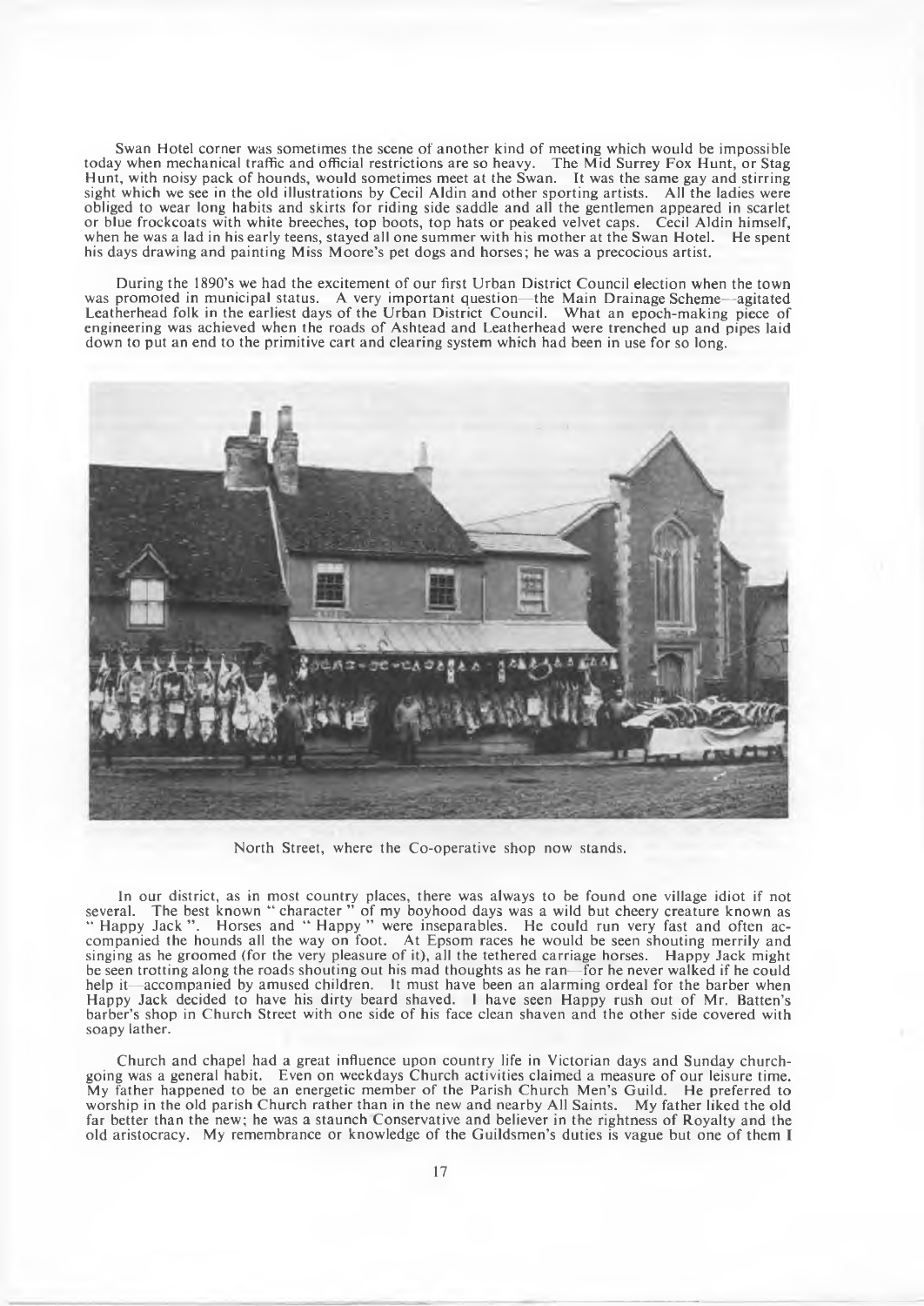Swan Hotel corner was sometimes the scene of another kind of meeting which would be impossible today when mechanical traffic and official restrictions are so heavy. The Mid Surrey Fox Hunt, or Stag Hunt, with noisy pack of hounds, would sometimes meet at the Swan. It was the same gay and stirring sight which we see in the old illustrations by Cecil Aldin and other sporting artists. All the ladies were obliged to wear long habits and skirts for riding side saddle and all the gentlemen appeared in scarlet or blue frockcoats with white breeches, top boots, top hats or peaked velvet caps. Cecil Aldin himself, when he was a lad in his early teens, stayed all one summer with his mother at the Swan Hotel. He spent his days drawing and painting Miss Moore's pet dogs and horses; he was a precocious artist.

During the 1890's we had the excitement of our first Urban District Council election when the town was promoted in municipal status. A very important question—the Main Drainage Scheme—agitated Leatherhead folk in the earliest days of the Urban District Council. What an epoch-making piece of engineering was achieved when the roads of Ashtead and Leatherhead were trenched up and pipes laid down to put an end to the primitive cart and clearing system which had been in use for so long.

North Street, where the Co-operative shop now stands.

In our district, as in most country places, there was always to be found one village idiot if not several. The best known " character " of my boyhood days was a wild but cheery creature known as " Happy Jack ". Horses and " Happy " were inseparables. He could run very fast and often accompanied the hounds all the way on foot. At Epsom races he would be seen shouting merrily and singing as he groomed (for the very pleasure of it), all the tethered carriage horses. Happy Jack might be seen trotting along the roads shouting out his mad thoughts as he ran—for he never walked if he could help it—accompanied by amused children. It must have been an alarming ordeal for the barber when Happy Jack decided to have his dirty beard shaved. I have seen Happy rush out of Mr. Batten's barber's shop in Church Street with one side of his face clean shaven and the other side covered with soapy lather.

Church and chapel had a great influence upon country life in Victorian days and Sunday churchgoing was a general habit. Even on weekdays Church activities claimed a measure of our leisure time. My father happened to be an energetic member of the Parish Church Men's Guild. He preferred to worship in the old parish Church rather than in the new and nearby All Saints. My father liked the old far better than the new; he was a staunch Conservative and believer in the rightness of Royalty and the old aristocracy. My remembrance or knowledge of the Guildsmen's duties is vague but one of them I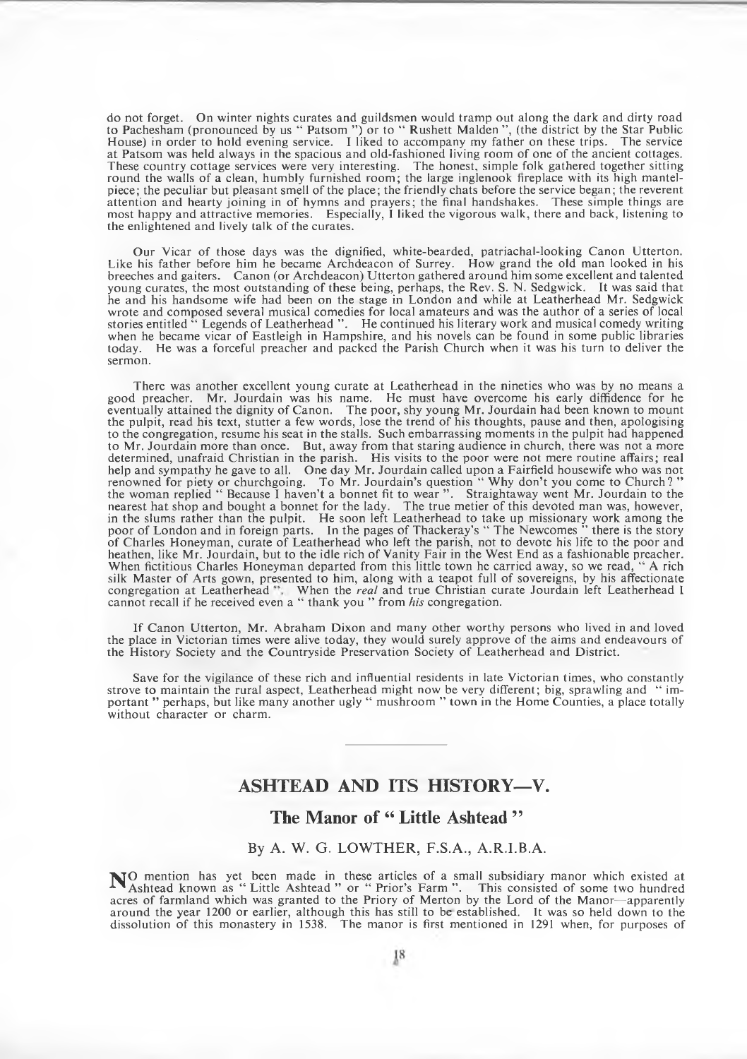do not forget. On winter nights curates and guildsmen would tramp out along the dark and dirty road to Pachesham (pronounced by us " Patsom ") or to " Rushett Malden ", (the district by the Star Public House) in order to hold evening service. I liked to accompany my father on these trips. The service at Patsom was held always in the spacious and old-fashioned living room of one of the ancient cottages. These country cottage services were very interesting. The honest, simple folk gathered together sitting round the walls of a clean, humbly furnished room; the large inglenook fireplace with its high mantelpiece; the peculiar but pleasant smell of the place; the friendly chats before the service began; the reverent attention and hearty joining in of hymns and prayers; the final handshakes. These simple things are most happy and attractive memories. Especially, I liked the vigorous walk, there and back, listening to the enlightened and lively talk of the curates.

Our Vicar of those days was the dignified, white-bearded, patriachal-looking Canon Utterton. Like his father before him he became Archdeacon of Surrey. How grand the old man looked in his breeches and gaiters. Canon (or Archdeacon) Utterton gathered around him some excellent and talented young curates, the most outstanding of these being, perhaps, the Rev. S. N. Sedgwick. It was said that he and his handsome wife had been on the stage in London and while at Leatherhead Mr. Sedgwick wrote and composed several musical comedies for local amateurs and was the author of a series of local stories entitled " Legends of Leatherhead ". He continued his literary work and musical comedy writing when he became vicar of Eastleigh in Hampshire, and his novels can be found in some public libraries today. He was a forceful preacher and packed the Parish Church when it was his turn to deliver the sermon.

There was another excellent young curate at Leatherhead in the nineties who was by no means a good preacher. Mr. Jourdain was his name. He must have overcome his early diffidence for he eventually attained the dignity of Canon. The poor, shy young Mr. Jourdain had been known to mount the pulpit, read his text, stutter a few words, lose the trend of his thoughts, pause and then, apologising to the congregation, resume his seat in the stalls. Such embarrassing moments in the pulpit had happened to Mr. Jourdain more than once. But, away from that staring audience in church, there was not a more determined, unafraid Christian in the parish. His visits to the poor were not mere routine affairs; real help and sympathy he gave to all. One day Mr. Jourdain called upon a Fairfield housewife who was not renowned for piety or churchgoing. To Mr. Jourdain's question " Why don't you come to Church ? " the woman replied " Because I haven't a bonnet fit to wear ". Straightaway went Mr. Jourdain to the nearest hat shop and bought a bonnet for the lady. The true metier of this devoted man was, however, in the slums rather than the pulpit. He soon left Leatherhead to take up missionary work among the poor of London and in foreign parts. In the pages of Thackeray's " The Newcomes " there is the story of Charles Honeyman, curate of Leatherhead who left the parish, not to devote his life to the poor and heathen, like Mr. Jourdain, but to the idle rich of Vanity Fair in the West End as a fashionable preacher. When fictitious Charles Honeyman departed from this little town he carried away, so we read, " A rich silk Master of Arts gown, presented to him, along with a teapot full of sovereigns, by his affectionate congregation at Leatherhead ". When the *real* and true Christian curate Jourdain left Leatherhead I cannot recall if he received even a " thank you " from *his* congregation.

If Canon Utterton, Mr. Abraham Dixon and many other worthy persons who lived in and loved the place in Victorian times were alive today, they would surely approve of the aims and endeavours of the History Society and the Countryside Preservation Society of Leatherhead and District.

Save for the vigilance of these rich and influential residents in late Victorian times, who constantly strove to maintain the rural aspect, Leatherhead might now be very different; big, sprawling and " important " perhaps, but like many another ugly " mushroom " town in the Home Counties, a place totally without character or charm.

---

## ASHTEAD AND ITS HISTORY—V.

### The Manor of " Little Ashtead "

By A. W. G. LOWTHER, F.S.A., A.R.I.B.A.

NO mention has yet been made in these articles of a small subsidiary manor which existed at Ashtead known as " Little Ashtead " or " Prior's Farm ". This consisted of some two hundred acres of farmland which was granted to the Priory of Merton by the Lord of the Manor—apparently around the year 1200 or earlier, although this has still to be established. It was so held down to the dissolution of this monastery in 1538. The manor is first mentioned in 1291 when, for purposes of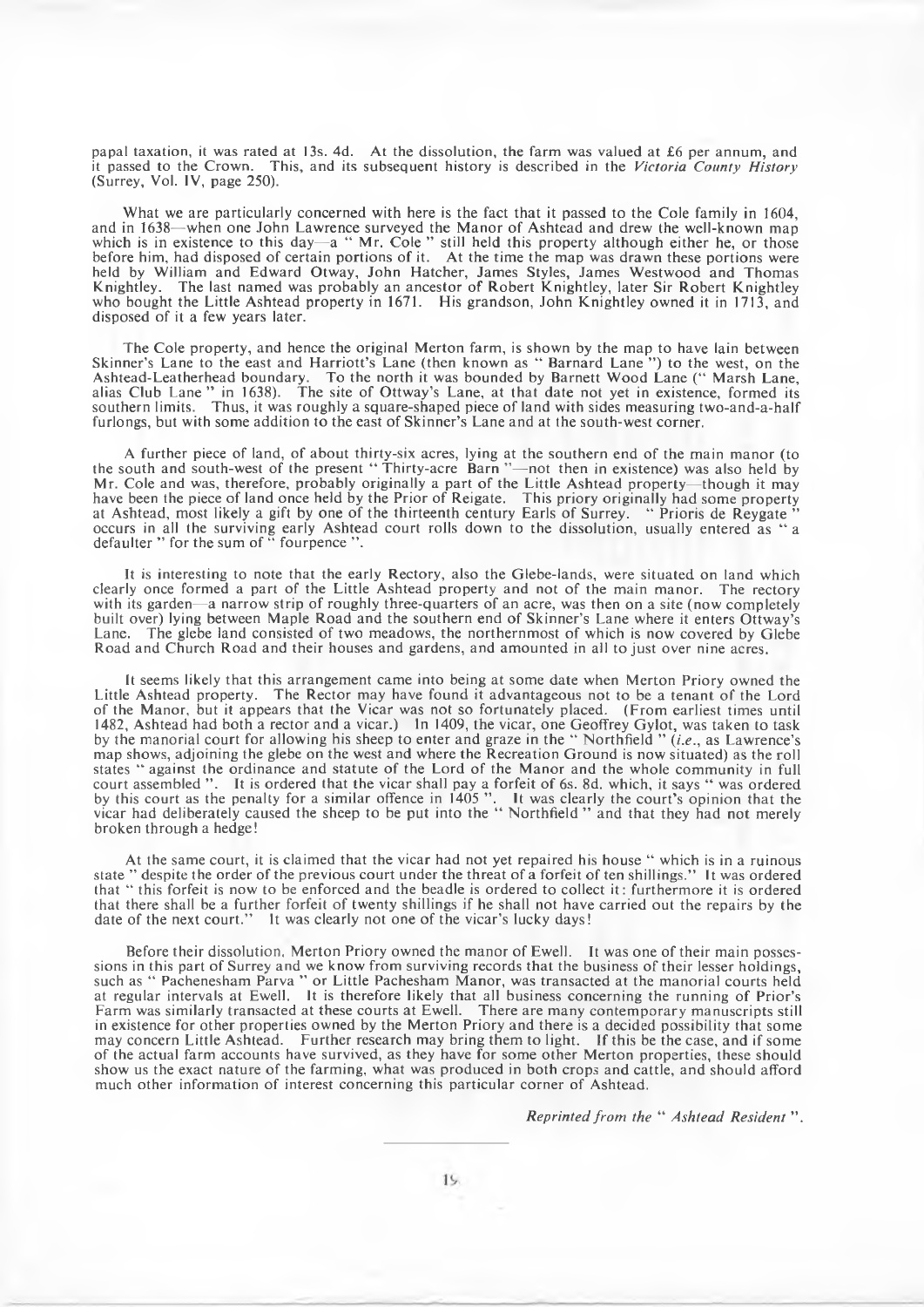papal taxation, it was rated at 13s. 4d. At the dissolution, the farm was valued at £6 per annum, and it passed to the Crown. This, and its subsequent history is described in the *Victoria County History* (Surrey, Vol. IV, page 250).

What we are particularly concerned with here is the fact that it passed to the Cole family in 1604, and in 1638—when one John Lawrence surveyed the Manor of Ashtead and drew the well-known map which is in existence to this day—a " Mr. Cole " still held this property although either he, or those before him, had disposed of certain portions of it. At the time the map was drawn these portions were held by William and Edward Otway, John Hatcher, James Styles, James Westwood and Thomas Knightley. The last named was probably an ancestor of Robert Knightley, later Sir Robert Knightley who bought the Little Ashtead property in 1671. His grandson, John Knightley owned it in 1713, and disposed of it a few years later.

The Cole property, and hence the original Merton farm, is shown by the map to have lain between Skinner's Lane to the east and Harriott's Lane (then known as " Barnard Lane ") to the west, on the Ashtead-Leatherhead boundary. To the north it was bounded by Barnett Wood Lane (" Marsh Lane, alias Club Lane " in 1638). The site of Ottway's Lane, at that date not yet in existence, formed its southern limits. Thus, it was roughly a square-shaped piece of land with sides measuring two-and-a-half furlongs, but with some addition to the east of Skinner's Lane and at the south-west corner.

A further piece of land, of about thirty-six acres, lying at the southern end of the main manor (to the south and south-west of the present " Thirty-acre Barn "—not then in existence) was also held by Mr. Cole and was, therefore, probably originally a part of the Little Ashtead property—though it may have been the piece of land once held by the Prior of Reigate. This priory originally had some property at Ashtead, most likely a gift by one of the thirteenth century Earls of Surrey. " Prioris de Reygate " occurs in all the surviving early Ashtead court rolls down to the dissolution, usually entered as " a defaulter " for the sum of " fourpence ".

It is interesting to note that the early Rectory, also the Glebe-lands, were situated on land which clearly once formed a part of the Little Ashtead property and not of the main manor. The rectory with its garden—a narrow strip of roughly three-quarters of an acre, was then on a site (now completely built over) lying between Maple Road and the southern end of Skinner's Lane where it enters Ottway's Lane. The glebe land consisted of two meadows, the northernmost of which is now covered by Glebe Road and Church Road and their houses and gardens, and amounted in all to just over nine acres.

It seems likely that this arrangement came into being at some date when Merton Priory owned the Little Ashtead property. The Rector may have found it advantageous not to be a tenant of the Lord of the Manor, but it appears that the Vicar was not so fortunately placed. (From earliest times until 1482, Ashtead had both a rector and a vicar.) In 1409, the vicar, one Geoffrey Gylot, was taken to task by the manorial court for allowing his sheep to enter and graze in the " Northfield " (*i.e.*, as Lawrence's map shows, adjoining the glebe on the west and where the Recreation Ground is now situated) as the roll states " against the ordinance and statute of the Lord of the Manor and the whole community in full court assembled ". It is ordered that the vicar shall pay a forfeit of 6s. 8d. which, it says " was ordered by this court as the penalty for a similar offence in 1405 ". It was clearly the court's opinion that the vicar had deliberately caused the sheep to be put into the " Northfield " and that they had not merely broken through a hedge!

At the same court, it is claimed that the vicar had not yet repaired his house " which is in a ruinous state " despite the order of the previous court under the threat of a forfeit of ten shillings." It was ordered that " this forfeit is now to be enforced and the beadle is ordered to collect it: furthermore it is ordered that there shall be a further forfeit of twenty shillings if he shall not have carried out the repairs by the date of the next court." It was clearly not one of the vicar's lucky days!

Before their dissolution, Merton Priory owned the manor of Ewell. It was one of their main possessions in this part of Surrey and we know from surviving records that the business of their lesser holdings, such as " Pachenesham Parva " or Little Pachesham Manor, was transacted at the manorial courts held at regular intervals at Ewell. It is therefore likely that all business concerning the running of Prior's Farm was similarly transacted at these courts at Ewell. There are many contemporary manuscripts still in existence for other properties owned by the Merton Priory and there is a decided possibility that some may concern Little Ashtead. Further research may bring them to light. If this be the case, and if some of the actual farm accounts have survived, as they have for some other Merton properties, these should show us the exact nature of the farming, what was produced in both crops and cattle, and should afford much other information of interest concerning this particular corner of Ashtead.

*Reprinted from the " Ashtead Resident ".*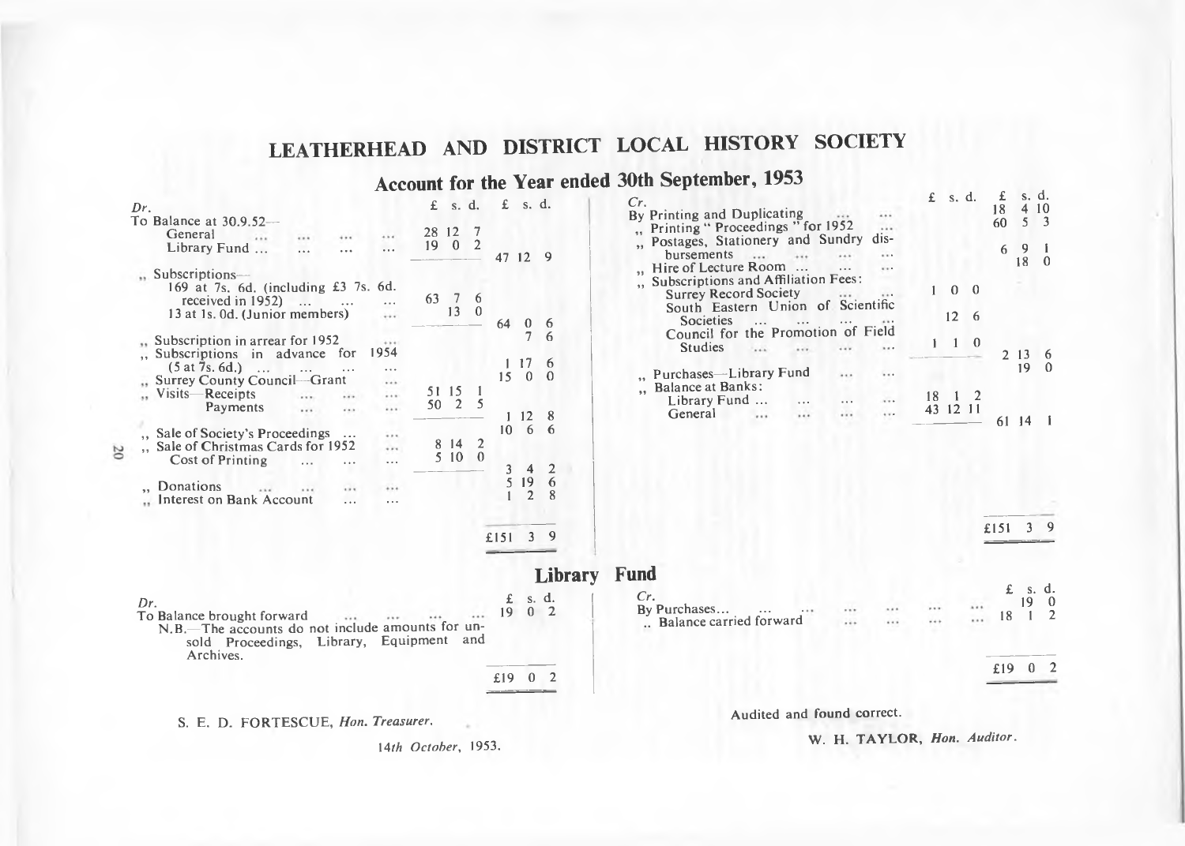# LEATHERHEAD AND DISTRICT LOCAL HISTORY SOCIETY

## Account for the Year ended 30th September, 1953

| *Dr.* | £ s. d. | £ s. d. |
|---|---|---|
| To Balance at 30.9.52— | | |
| General ... ... ... ... | 28 12 7 | |
| Library Fund ... ... ... ... | 19 0 2 | |
| | | 47 12 9 |
| ,, Subscriptions— | | |
| 169 at 7s. 6d. (including £3 7s. 6d. received in 1952) ... ... ... | 63 7 6 | |
| 13 at 1s. 0d. (Junior members) ... | 13 0 | |
| | | 64 0 6 |
| ,, Subscription in arrear for 1952 ... | | 7 6 |
| ,, Subscriptions in advance for 1954 (5 at 7s. 6d.) ... ... ... ... | | 1 17 6 |
| ,, Surrey County Council—Grant ... | | 15 0 0 |
| ,, Visits—Receipts ... ... ... | 51 15 1 | |
| Payments ... ... ... | 50 2 5 | |
| | | 1 12 8 |
| ,, Sale of Society's Proceedings ... ... | | 10 6 6 |
| ,, Sale of Christmas Cards for 1952 ... | 8 14 2 | |
| Cost of Printing ... ... ... | 5 10 0 | |
| | | 3 4 2 |
| ,, Donations ... ... ... ... | | 5 19 6 |
| ,, Interest on Bank Account ... ... | | 1 2 8 |
| | | £151 3 9 |

| *Cr.* | £ s. d. | £ s. d. |
|---|---|---|
| By Printing and Duplicating ... ... | | 18 4 10 |
| ,, Printing "Proceedings" for 1952 ... | | 60 5 3 |
| ,, Postages, Stationery and Sundry disbursements ... ... ... ... | | 6 9 1 |
| ,, Hire of Lecture Room ... ... ... | | 18 0 |
| ,, Subscriptions and Affiliation Fees: | | |
| Surrey Record Society ... ... | 1 0 0 | |
| South Eastern Union of Scientific Societies ... ... ... ... | 12 6 | |
| Council for the Promotion of Field Studies ... ... ... ... | 1 1 0 | |
| | | 2 13 6 |
| ,, Purchases—Library Fund ... ... | | 19 0 |
| ,, Balance at Banks: | | |
| Library Fund ... ... ... ... | 18 1 2 | |
| General ... ... ... ... | 43 12 11 | |
| | | 61 14 1 |
| | | £151 3 9 |

## Library Fund

| *Dr.* | £ s. d. |
|---|---|
| To Balance brought forward ... ... ... ... | 19 0 2 |
| N.B.—The accounts do not include amounts for unsold Proceedings, Library, Equipment and Archives. | |
| | £19 0 2 |

| *Cr.* | £ s. d. |
|---|---|
| By Purchases... ... ... ... ... ... ... | 19 0 |
| ,, Balance carried forward ... ... ... ... | 18 1 2 |
| | £19 0 2 |

S. E. D. FORTESCUE, *Hon. Treasurer.*

*14th October*, 1953.

Audited and found correct.

W. H. TAYLOR, *Hon. Auditor.*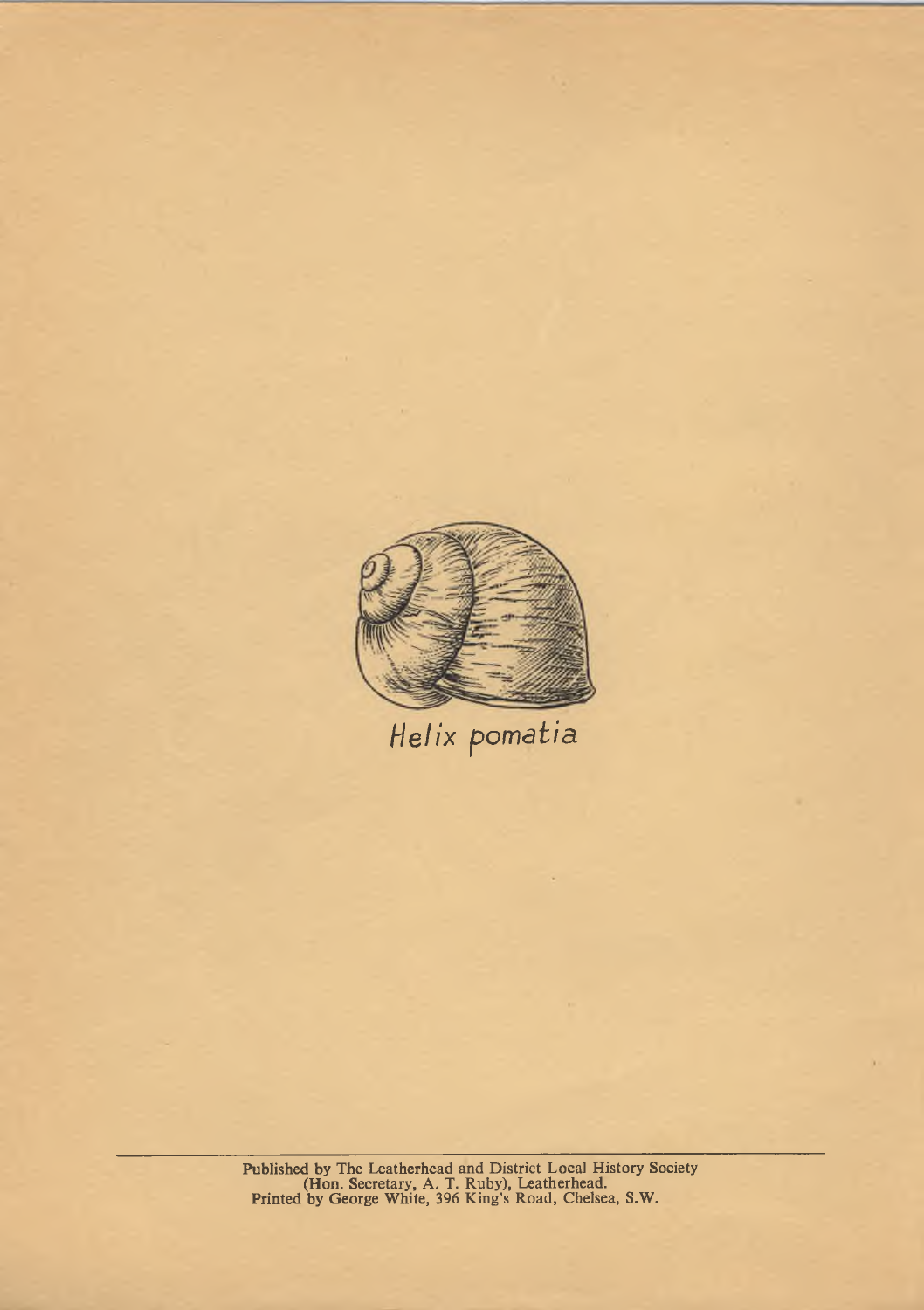*Helix pomatia*

---

Published by The Leatherhead and District Local History Society
(Hon. Secretary, A. T. Ruby), Leatherhead.
Printed by George White, 396 King's Road, Chelsea, S.W.